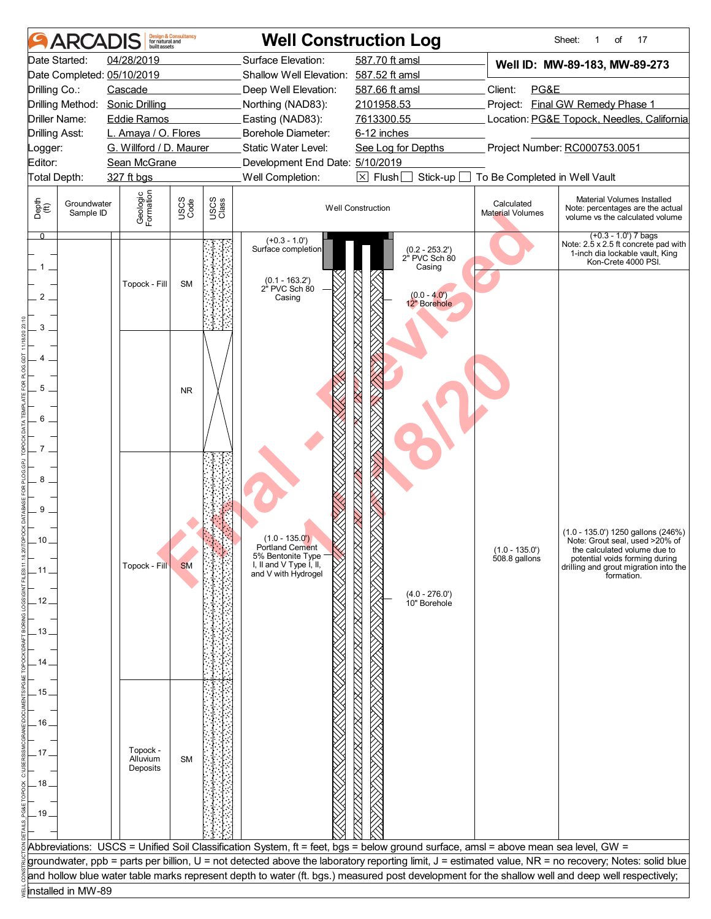# Well Construction Log

**ARCADIS** Design & Consultancy for natural and built assets

| | | | |
|---|---|---|---|
| Date Started: | 04/28/2019 | Surface Elevation: | 587.70 ft amsl |
| Date Completed: | 05/10/2019 | Shallow Well Elevation: | 587.52 ft amsl |
| Drilling Co.: | Cascade | Deep Well Elevation: | 587.66 ft amsl |
| Drilling Method: | Sonic Drilling | Northing (NAD83): | 2101958.53 |
| Driller Name: | Eddie Ramos | Easting (NAD83): | 7613300.55 |
| Drilling Asst: | L. Amaya / O. Flores | Borehole Diameter: | 6-12 inches |
| Logger: | G. Willford / D. Maurer | Static Water Level: | See Log for Depths |
| Editor: | Sean McGrane | Development End Date: | 5/10/2019 |
| Total Depth: | 327 ft bgs | Well Completion: | ☒ Flush ☐ Stick-up ☐ To Be Completed in Well Vault |

**Well ID: MW-89-183, MW-89-273**

Client: PG&E
Project: Final GW Remedy Phase 1
Location: PG&E Topock, Needles, California
Project Number: RC000753.0051

| Depth (ft) | Groundwater Sample ID | Geologic Formation | USCS Code | Well Construction | Calculated Material Volumes | Material Volumes Installed (Note: percentages are the actual volume vs the calculated volume) |
|---|---|---|---|---|---|---|
| 0–3 | | Topock - Fill | SM | (+0.3 - 1.0') Surface completion; (0.2 - 253.2') 2" PVC Sch 80 Casing; (0.1 - 163.2') 2" PVC Sch 80 Casing; (0.0 - 4.0') 12" Borehole | | (+0.3 - 1.0') 7 bags. Note: 2.5 x 2.5 ft concrete pad with 1-inch dia lockable vault, King Kon-Crete 4000 PSI. |
| 3–7 | | | NR | | | |
| 7–14.5 | | Topock - Fill | SM | (1.0 - 135.0') Portland Cement 5% Bentonite Type I, II and V Type I, II, and V with Hydrogel; (4.0 - 276.0') 10" Borehole | (1.0 - 135.0') 508.8 gallons | (1.0 - 135.0') 1250 gallons (246%). Note: Grout seal, used >20% of the calculated volume due to potential voids forming during drilling and grout migration into the formation. |
| 14.5–20 | | Topock - Alluvium Deposits | SM | | | |

Abbreviations: USCS = Unified Soil Classification System, ft = feet, bgs = below ground surface, amsl = above mean sea level, GW = groundwater, ppb = parts per billion, U = not detected above the laboratory reporting limit, J = estimated value, NR = no recovery; Notes: solid blue and hollow blue water table marks represent depth to water (ft. bgs.) measured post development for the shallow well and deep well respectively; installed in MW-89

Final - Revised 11/18/20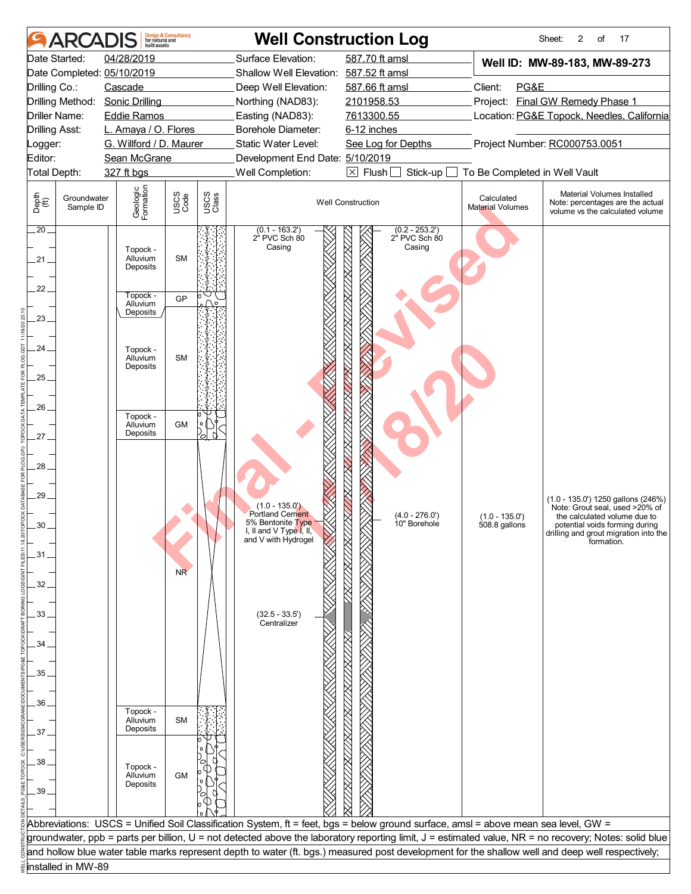# ARCADIS Well Construction Log

| | | | |
|---|---|---|---|
| Date Started: 04/28/2019 | Surface Elevation: 587.70 ft amsl | | **Well ID: MW-89-183, MW-89-273** |
| Date Completed: 05/10/2019 | Shallow Well Elevation: 587.52 ft amsl | | |
| Drilling Co.: Cascade | Deep Well Elevation: 587.66 ft amsl | | Client: PG&E |
| Drilling Method: Sonic Drilling | Northing (NAD83): 2101958.53 | | Project: Final GW Remedy Phase 1 |
| Driller Name: Eddie Ramos | Easting (NAD83): 7613300.55 | | Location: PG&E Topock, Needles, California |
| Drilling Asst: L. Amaya / O. Flores | Borehole Diameter: 6-12 inches | | |
| Logger: G. Willford / D. Maurer | Static Water Level: See Log for Depths | | Project Number: RC000753.0051 |
| Editor: Sean McGrane | Development End Date: 5/10/2019 | | |
| Total Depth: 327 ft bgs | Well Completion: ☒ Flush ☐ Stick-up ☐ To Be Completed in Well Vault | | |

| Depth (ft) | Groundwater Sample ID | Geologic Formation | USCS Code | Well Construction | Calculated Material Volumes | Material Volumes Installed Note: percentages are the actual volume vs the calculated volume |
|---|---|---|---|---|---|---|
| 20–22 | | Topock - Alluvium Deposits | SM | (0.1 - 163.2') 2" PVC Sch 80 Casing; (0.2 - 253.2') 2" PVC Sch 80 Casing | | |
| 22–22.5 | | Topock - Alluvium Deposits | GP | | | |
| 22.5–26 | | Topock - Alluvium Deposits | SM | | | |
| 26–27 | | Topock - Alluvium Deposits | GM | | | |
| 27–36 | | | NR | (1.0 - 135.0') Portland Cement 5% Bentonite Type I, II and V Type I, II, and V with Hydrogel; (4.0 - 276.0') 10" Borehole; (32.5 - 33.5') Centralizer | (1.0 - 135.0') 508.8 gallons | (1.0 - 135.0') 1250 gallons (246%) Note: Grout seal, used >20% of the calculated volume due to potential voids forming during drilling and grout migration into the formation. |
| 36–37 | | Topock - Alluvium Deposits | SM | | | |
| 37–40 | | Topock - Alluvium Deposits | GM | | | |

Abbreviations: USCS = Unified Soil Classification System, ft = feet, bgs = below ground surface, amsl = above mean sea level, GW = groundwater, ppb = parts per billion, U = not detected above the laboratory reporting limit, J = estimated value, NR = no recovery; Notes: solid blue and hollow blue water table marks represent depth to water (ft. bgs.) measured post development for the shallow well and deep well respectively; installed in MW-89

Final - Revised 11/18/20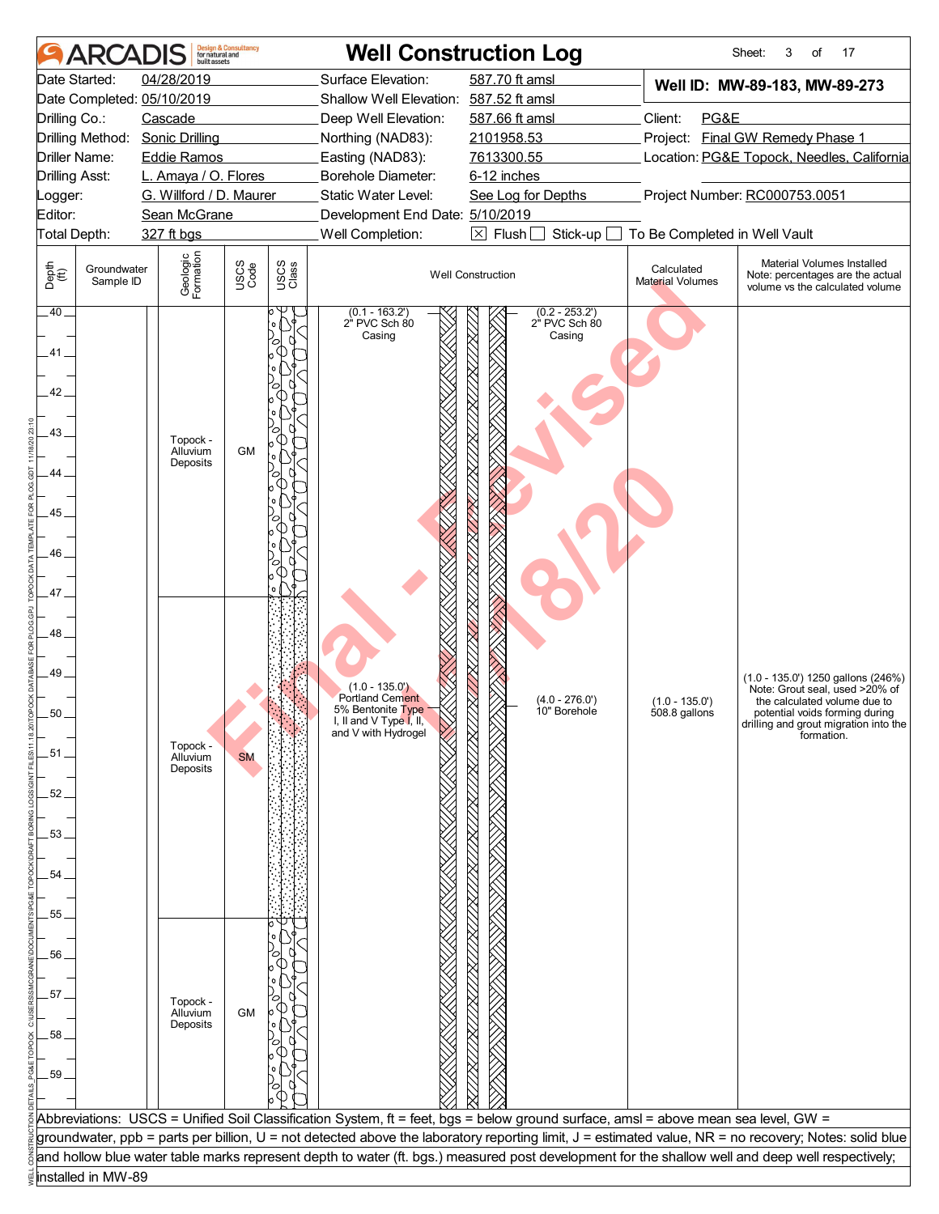# ARCADIS — Well Construction Log

| | | | | | |
|---|---|---|---|---|---|
| Date Started: | 04/28/2019 | Surface Elevation: | 587.70 ft amsl | **Well ID: MW-89-183, MW-89-273** | |
| Date Completed: | 05/10/2019 | Shallow Well Elevation: | 587.52 ft amsl | | |
| Drilling Co.: | Cascade | Deep Well Elevation: | 587.66 ft amsl | Client: | PG&E |
| Drilling Method: | Sonic Drilling | Northing (NAD83): | 2101958.53 | Project: | Final GW Remedy Phase 1 |
| Driller Name: | Eddie Ramos | Easting (NAD83): | 7613300.55 | Location: | PG&E Topock, Needles, California |
| Drilling Asst: | L. Amaya / O. Flores | Borehole Diameter: | 6-12 inches | | |
| Logger: | G. Willford / D. Maurer | Static Water Level: | See Log for Depths | Project Number: | RC000753.0051 |
| Editor: | Sean McGrane | Development End Date: | 5/10/2019 | | |
| Total Depth: | 327 ft bgs | Well Completion: | ☒ Flush ☐ Stick-up ☐ To Be Completed in Well Vault | | |

| Depth (ft) | Groundwater Sample ID | Geologic Formation | USCS Code | USCS Class | Well Construction | Calculated Material Volumes | Material Volumes Installed Note: percentages are the actual volume vs the calculated volume |
|---|---|---|---|---|---|---|---|
| 40–47 | | Topock - Alluvium Deposits | GM | | (0.1 - 163.2') 2" PVC Sch 80 Casing; (0.2 - 253.2') 2" PVC Sch 80 Casing | | |
| 47–55 | | Topock - Alluvium Deposits | SM | | (1.0 - 135.0') Portland Cement 5% Bentonite Type I, II and V Type I, II, and V with Hydrogel; (4.0 - 276.0') 10" Borehole | (1.0 - 135.0') 508.8 gallons | (1.0 - 135.0') 1250 gallons (246%) Note: Grout seal, used >20% of the calculated volume due to potential voids forming during drilling and grout migration into the formation. |
| 55–60 | | Topock - Alluvium Deposits | GM | | | | |

Abbreviations: USCS = Unified Soil Classification System, ft = feet, bgs = below ground surface, amsl = above mean sea level, GW = groundwater, ppb = parts per billion, U = not detected above the laboratory reporting limit, J = estimated value, NR = no recovery; Notes: solid blue and hollow blue water table marks represent depth to water (ft. bgs.) measured post development for the shallow well and deep well respectively; installed in MW-89

Final - Revised 11/18/20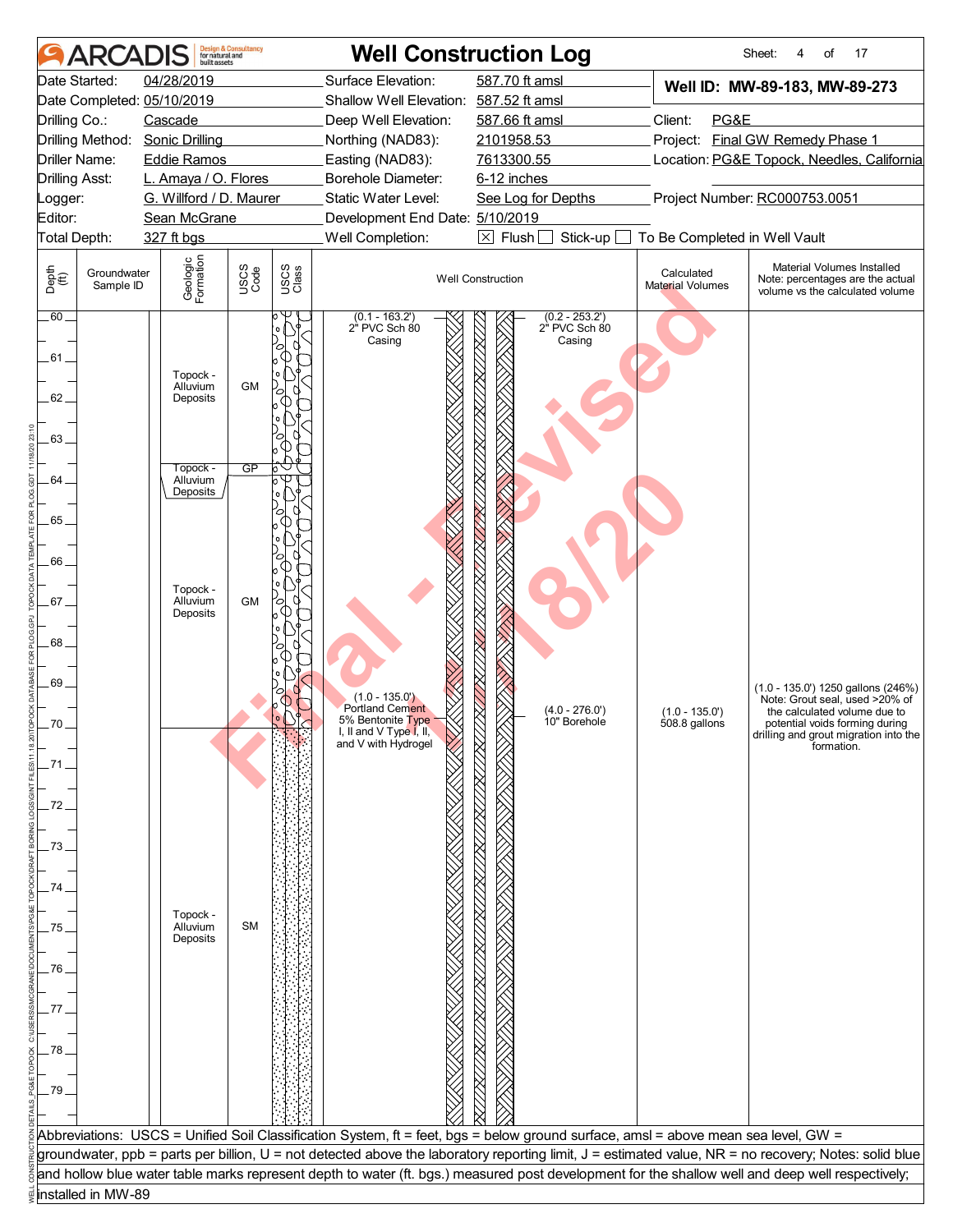# ARCADIS — Well Construction Log

| | | | | | |
|---|---|---|---|---|---|
| Date Started: | 04/28/2019 | Surface Elevation: | 587.70 ft amsl | **Well ID: MW-89-183, MW-89-273** | |
| Date Completed: | 05/10/2019 | Shallow Well Elevation: | 587.52 ft amsl | | |
| Drilling Co.: | Cascade | Deep Well Elevation: | 587.66 ft amsl | Client: | PG&E |
| Drilling Method: | Sonic Drilling | Northing (NAD83): | 2101958.53 | Project: | Final GW Remedy Phase 1 |
| Driller Name: | Eddie Ramos | Easting (NAD83): | 7613300.55 | Location: | PG&E Topock, Needles, California |
| Drilling Asst: | L. Amaya / O. Flores | Borehole Diameter: | 6-12 inches | | |
| Logger: | G. Willford / D. Maurer | Static Water Level: | See Log for Depths | Project Number: | RC000753.0051 |
| Editor: | Sean McGrane | Development End Date: | 5/10/2019 | | |
| Total Depth: | 327 ft bgs | Well Completion: | ☒ Flush ☐ Stick-up ☐ To Be Completed in Well Vault | | |

| Depth (ft) | Groundwater Sample ID | Geologic Formation | USCS Code | Well Construction | Calculated Material Volumes | Material Volumes Installed (Note: percentages are the actual volume vs the calculated volume) |
|---|---|---|---|---|---|---|
| 60–63.6 | | Topock - Alluvium Deposits | GM | (0.1 - 163.2') 2" PVC Sch 80 Casing; (0.2 - 253.2') 2" PVC Sch 80 Casing | | |
| 63.6–64 | | Topock - Alluvium Deposits | GP | | | |
| 64–70 | | Topock - Alluvium Deposits | GM | (1.0 - 135.0') Portland Cement 5% Bentonite Type I, II and V Type I, II, and V with Hydrogel; (4.0 - 276.0') 10" Borehole | (1.0 - 135.0') 508.8 gallons | (1.0 - 135.0') 1250 gallons (246%) Note: Grout seal, used >20% of the calculated volume due to potential voids forming during drilling and grout migration into the formation. |
| 70–80 | | Topock - Alluvium Deposits | SM | | | |

Abbreviations: USCS = Unified Soil Classification System, ft = feet, bgs = below ground surface, amsl = above mean sea level, GW = groundwater, ppb = parts per billion, U = not detected above the laboratory reporting limit, J = estimated value, NR = no recovery; Notes: solid blue and hollow blue water table marks represent depth to water (ft. bgs.) measured post development for the shallow well and deep well respectively; installed in MW-89

Final - Revised 11/18/20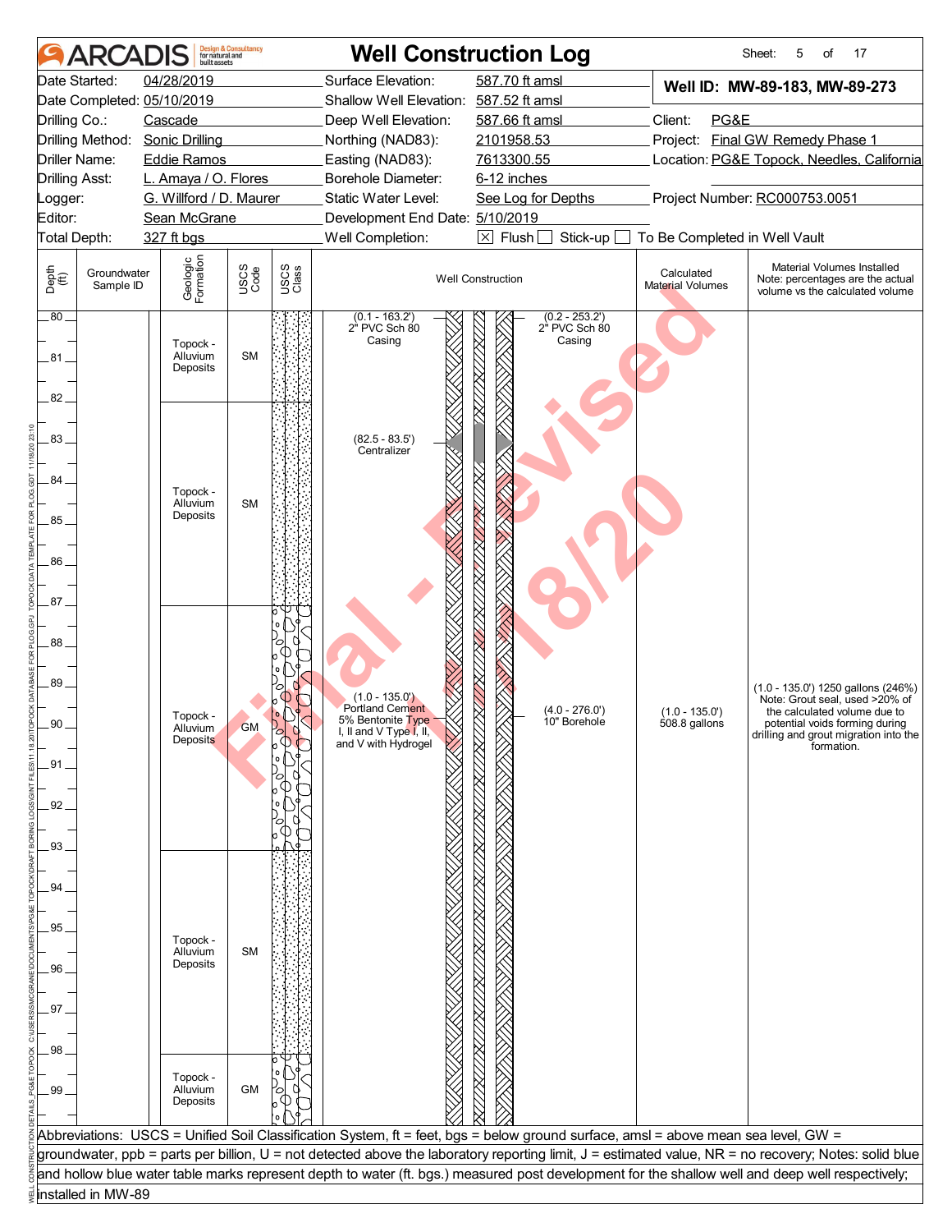# ARCADIS Well Construction Log

| | | | |
|---|---|---|---|
| Date Started: | 04/28/2019 | Surface Elevation: | 587.70 ft amsl |
| Date Completed: | 05/10/2019 | Shallow Well Elevation: | 587.52 ft amsl |
| Drilling Co.: | Cascade | Deep Well Elevation: | 587.66 ft amsl |
| Drilling Method: | Sonic Drilling | Northing (NAD83): | 2101958.53 |
| Driller Name: | Eddie Ramos | Easting (NAD83): | 7613300.55 |
| Drilling Asst: | L. Amaya / O. Flores | Borehole Diameter: | 6-12 inches |
| Logger: | G. Willford / D. Maurer | Static Water Level: | See Log for Depths |
| Editor: | Sean McGrane | Development End Date: | 5/10/2019 |
| Total Depth: | 327 ft bgs | Well Completion: | ☒ Flush ☐ Stick-up ☐ To Be Completed in Well Vault |

**Well ID: MW-89-183, MW-89-273**

Client: PG&E
Project: Final GW Remedy Phase 1
Location: PG&E Topock, Needles, California
Project Number: RC000753.0051

| Depth (ft) | Groundwater Sample ID | Geologic Formation | USCS Code | Well Construction | Calculated Material Volumes | Material Volumes Installed (Note: percentages are the actual volume vs the calculated volume) |
|---|---|---|---|---|---|---|
| 80–82 | | Topock - Alluvium Deposits | SM | (0.1 - 163.2') 2" PVC Sch 80 Casing; (0.2 - 253.2') 2" PVC Sch 80 Casing | | |
| 82–87 | | Topock - Alluvium Deposits | SM | (82.5 - 83.5') Centralizer | | |
| 87–93 | | Topock - Alluvium Deposits | GM | (1.0 - 135.0') Portland Cement 5% Bentonite Type I, II and V Type I, II, and V with Hydrogel; (4.0 - 276.0') 10" Borehole | (1.0 - 135.0') 508.8 gallons | (1.0 - 135.0') 1250 gallons (246%) Note: Grout seal, used >20% of the calculated volume due to potential voids forming during drilling and grout migration into the formation. |
| 93–98 | | Topock - Alluvium Deposits | SM | | | |
| 98–100 | | Topock - Alluvium Deposits | GM | | | |

Abbreviations: USCS = Unified Soil Classification System, ft = feet, bgs = below ground surface, amsl = above mean sea level, GW = groundwater, ppb = parts per billion, U = not detected above the laboratory reporting limit, J = estimated value, NR = no recovery; Notes: solid blue and hollow blue water table marks represent depth to water (ft. bgs.) measured post development for the shallow well and deep well respectively; installed in MW-89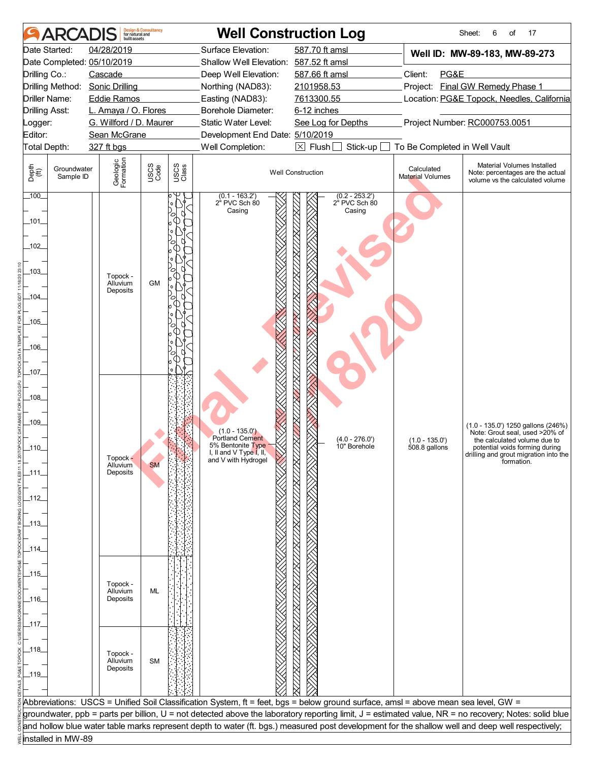# ARCADIS — Well Construction Log

Sheet: 6 of 17

| | | | |
|---|---|---|---|
| Date Started: | 04/28/2019 | Surface Elevation: | 587.70 ft amsl |
| Date Completed: | 05/10/2019 | Shallow Well Elevation: | 587.52 ft amsl |
| Drilling Co.: | Cascade | Deep Well Elevation: | 587.66 ft amsl |
| Drilling Method: | Sonic Drilling | Northing (NAD83): | 2101958.53 |
| Driller Name: | Eddie Ramos | Easting (NAD83): | 7613300.55 |
| Drilling Asst: | L. Amaya / O. Flores | Borehole Diameter: | 6-12 inches |
| Logger: | G. Willford / D. Maurer | Static Water Level: | See Log for Depths |
| Editor: | Sean McGrane | Development End Date: | 5/10/2019 |
| Total Depth: | 327 ft bgs | Well Completion: | ☒ Flush ☐ Stick-up ☐ To Be Completed in Well Vault |

**Well ID: MW-89-183, MW-89-273**

Client: PG&E
Project: Final GW Remedy Phase 1
Location: PG&E Topock, Needles, California
Project Number: RC000753.0051

| Depth (ft) | Groundwater Sample ID | Geologic Formation | USCS Code | Well Construction | Calculated Material Volumes | Material Volumes Installed Note: percentages are the actual volume vs the calculated volume |
|---|---|---|---|---|---|---|
| 100–107 | | Topock - Alluvium Deposits | GM | (0.1 - 163.2') 2" PVC Sch 80 Casing; (0.2 - 253.2') 2" PVC Sch 80 Casing | | |
| 107–114.2 | | Topock - Alluvium Deposits | SM | (1.0 - 135.0') Portland Cement 5% Bentonite Type I, II and V Type I, II, and V with Hydrogel; (4.0 - 276.0') 10" Borehole | (1.0 - 135.0') 508.8 gallons | (1.0 - 135.0') 1250 gallons (246%) Note: Grout seal, used >20% of the calculated volume due to potential voids forming during drilling and grout migration into the formation. |
| 114.2–117 | | Topock - Alluvium Deposits | ML | | | |
| 117–120 | | Topock - Alluvium Deposits | SM | | | |

Abbreviations: USCS = Unified Soil Classification System, ft = feet, bgs = below ground surface, amsl = above mean sea level, GW = groundwater, ppb = parts per billion, U = not detected above the laboratory reporting limit, J = estimated value, NR = no recovery; Notes: solid blue and hollow blue water table marks represent depth to water (ft. bgs.) measured post development for the shallow well and deep well respectively; installed in MW-89

Final - Revised 11/18/20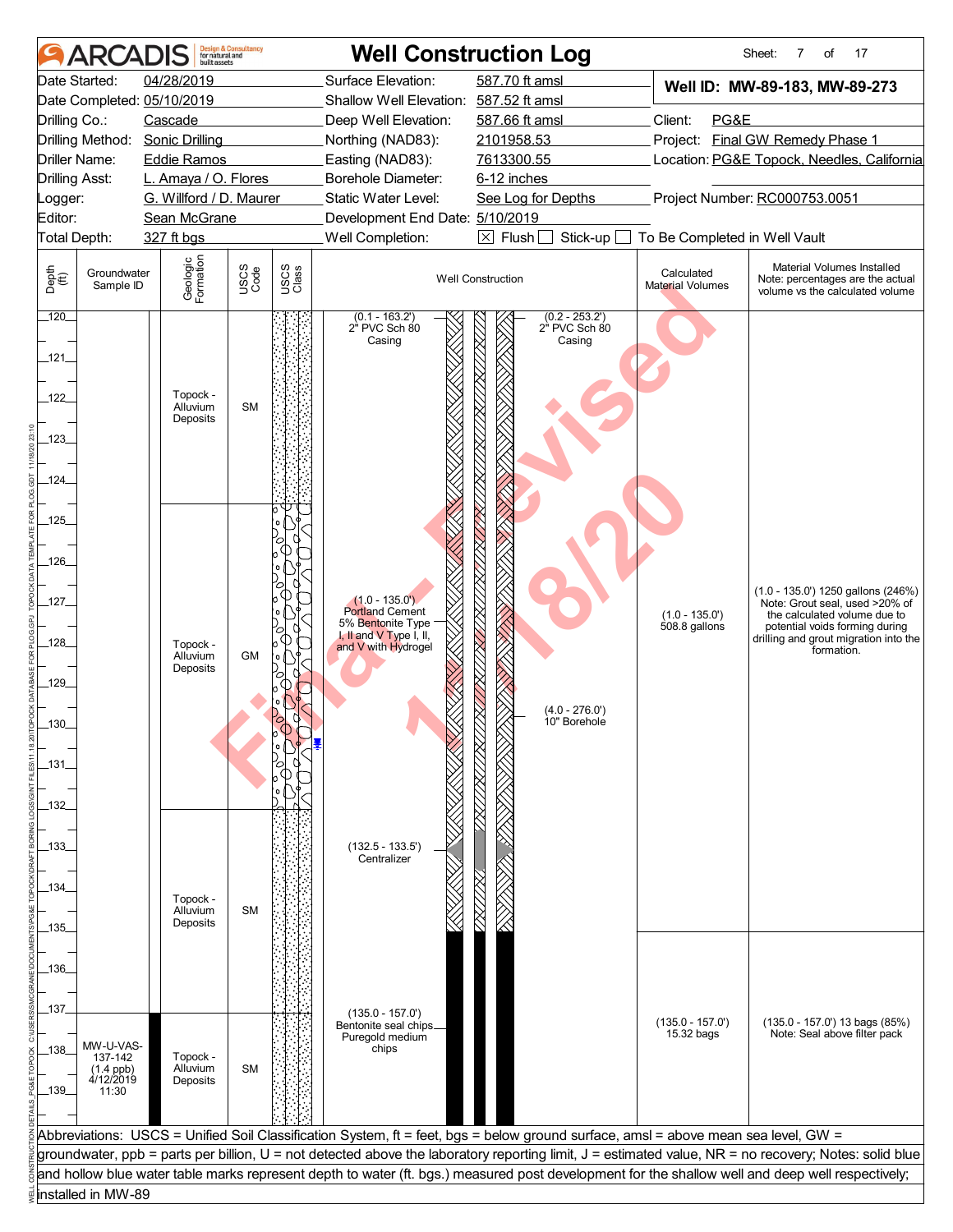# ARCADIS — Well Construction Log

Sheet: 7 of 17

| | | | |
|---|---|---|---|
| Date Started: | 04/28/2019 | Surface Elevation: | 587.70 ft amsl |
| Date Completed: | 05/10/2019 | Shallow Well Elevation: | 587.52 ft amsl |
| Drilling Co.: | Cascade | Deep Well Elevation: | 587.66 ft amsl |
| Drilling Method: | Sonic Drilling | Northing (NAD83): | 2101958.53 |
| Driller Name: | Eddie Ramos | Easting (NAD83): | 7613300.55 |
| Drilling Asst: | L. Amaya / O. Flores | Borehole Diameter: | 6-12 inches |
| Logger: | G. Willford / D. Maurer | Static Water Level: | See Log for Depths |
| Editor: | Sean McGrane | Development End Date: | 5/10/2019 |
| Total Depth: | 327 ft bgs | Well Completion: | ☒ Flush ☐ Stick-up ☐ To Be Completed in Well Vault |

**Well ID: MW-89-183, MW-89-273**

Client: PG&E
Project: Final GW Remedy Phase 1
Location: PG&E Topock, Needles, California
Project Number: RC000753.0051

| Depth (ft) | Groundwater Sample ID | Geologic Formation | USCS Code | Well Construction | Calculated Material Volumes | Material Volumes Installed (Note: percentages are the actual volume vs the calculated volume) |
|---|---|---|---|---|---|---|
| 120–124.5 | | Topock - Alluvium Deposits | SM | (0.1 - 163.2') 2" PVC Sch 80 Casing; (0.2 - 253.2') 2" PVC Sch 80 Casing | | |
| 124.5–132 | | Topock - Alluvium Deposits | GM | (1.0 - 135.0') Portland Cement 5% Bentonite Type I, II and V Type I, II, and V with Hydrogel; (4.0 - 276.0') 10" Borehole | (1.0 - 135.0') 508.8 gallons | (1.0 - 135.0') 1250 gallons (246%) Note: Grout seal, used >20% of the calculated volume due to potential voids forming during drilling and grout migration into the formation. |
| 132–137 | | Topock - Alluvium Deposits | SM | (132.5 - 133.5') Centralizer | | |
| 137–140 | MW-U-VAS-137-142 (1.4 ppb) 4/12/2019 11:30 | Topock - Alluvium Deposits | SM | (135.0 - 157.0') Bentonite seal chips Puregold medium chips | (135.0 - 157.0') 15.32 bags | (135.0 - 157.0') 13 bags (85%) Note: Seal above filter pack |

Abbreviations: USCS = Unified Soil Classification System, ft = feet, bgs = below ground surface, amsl = above mean sea level, GW = groundwater, ppb = parts per billion, U = not detected above the laboratory reporting limit, J = estimated value, NR = no recovery; Notes: solid blue and hollow blue water table marks represent depth to water (ft. bgs.) measured post development for the shallow well and deep well respectively; installed in MW-89

Final - Revised 11/18/20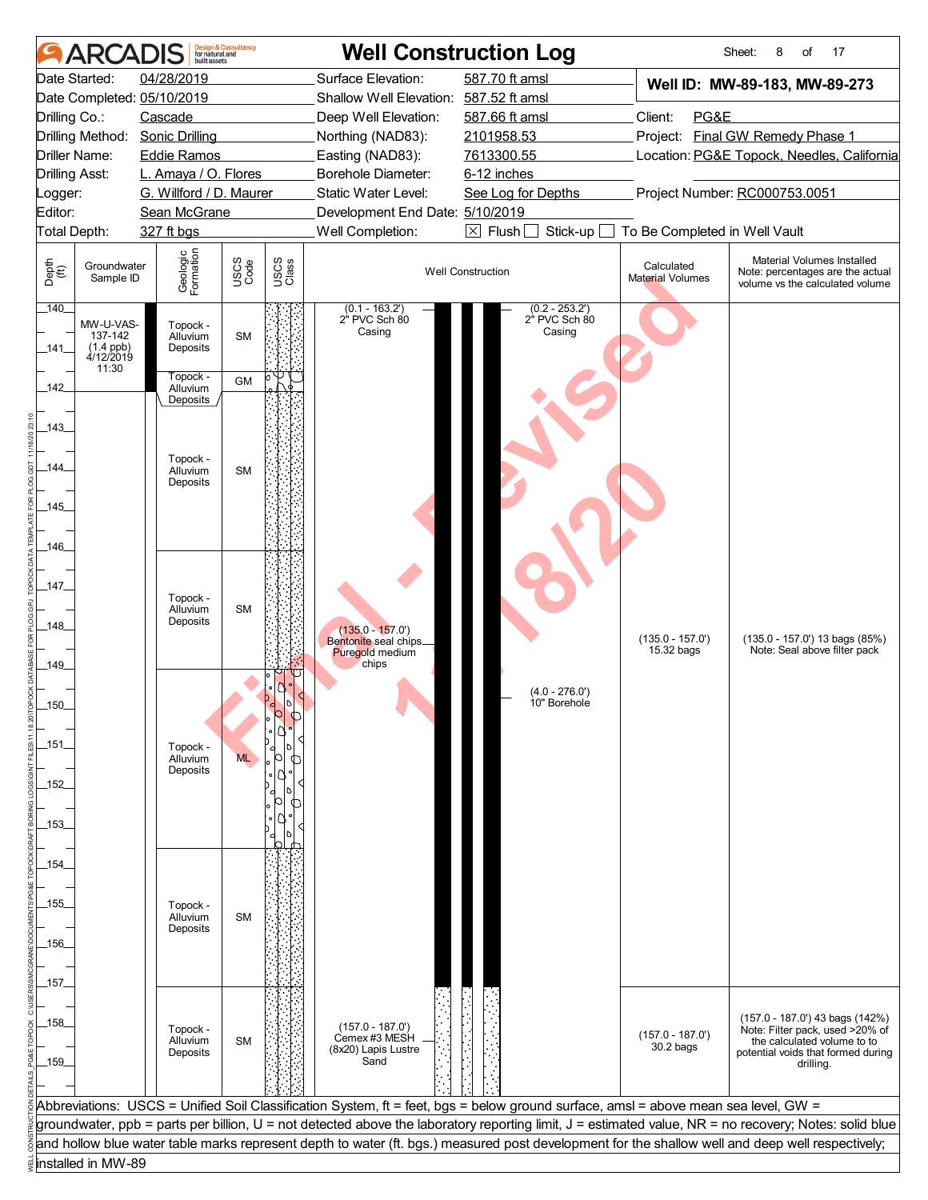# ARCADIS Well Construction Log

Sheet: 8 of 17

| | | | |
|---|---|---|---|
| Date Started: | 04/28/2019 | Surface Elevation: | 587.70 ft amsl |
| Date Completed: | 05/10/2019 | Shallow Well Elevation: | 587.52 ft amsl |
| Drilling Co.: | Cascade | Deep Well Elevation: | 587.66 ft amsl |
| Drilling Method: | Sonic Drilling | Northing (NAD83): | 2101958.53 |
| Driller Name: | Eddie Ramos | Easting (NAD83): | 7613300.55 |
| Drilling Asst: | L. Amaya / O. Flores | Borehole Diameter: | 6-12 inches |
| Logger: | G. Willford / D. Maurer | Static Water Level: | See Log for Depths |
| Editor: | Sean McGrane | Development End Date: | 5/10/2019 |
| Total Depth: | 327 ft bgs | Well Completion: | ☒ Flush ☐ Stick-up ☐ To Be Completed in Well Vault |

**Well ID: MW-89-183, MW-89-273**

Client: PG&E
Project: Final GW Remedy Phase 1
Location: PG&E Topock, Needles, California
Project Number: RC000753.0051

| Depth (ft) | Groundwater Sample ID | Geologic Formation | USCS Code | Well Construction | Calculated Material Volumes | Material Volumes Installed (Note: percentages are the actual volume vs the calculated volume) |
|---|---|---|---|---|---|---|
| 140–141.5 | MW-U-VAS-137-142 (1.4 ppb) 4/12/2019 11:30 | Topock - Alluvium Deposits | SM | (0.1 - 163.2') 2" PVC Sch 80 Casing; (0.2 - 253.2') 2" PVC Sch 80 Casing | | |
| 141.5–142.5 | | Topock - Alluvium Deposits | GM | | | |
| 142.5–146 | | Topock - Alluvium Deposits | SM | | | |
| 146–149 | | Topock - Alluvium Deposits | SM | (135.0 - 157.0') Bentonite seal chips Puregold medium chips | (135.0 - 157.0') 15.32 bags | (135.0 - 157.0') 13 bags (85%) Note: Seal above filter pack |
| 149–153.5 | | Topock - Alluvium Deposits | ML | (4.0 - 276.0') 10" Borehole | | |
| 153.5–157 | | Topock - Alluvium Deposits | SM | | | |
| 157–160 | | Topock - Alluvium Deposits | SM | (157.0 - 187.0') Cemex #3 MESH (8x20) Lapis Lustre Sand | (157.0 - 187.0') 30.2 bags | (157.0 - 187.0') 43 bags (142%) Note: Filter pack, used >20% of the calculated volume to to potential voids that formed during drilling. |

Abbreviations: USCS = Unified Soil Classification System, ft = feet, bgs = below ground surface, amsl = above mean sea level, GW = groundwater, ppb = parts per billion, U = not detected above the laboratory reporting limit, J = estimated value, NR = no recovery; Notes: solid blue and hollow blue water table marks represent depth to water (ft. bgs.) measured post development for the shallow well and deep well respectively; installed in MW-89

Final - Revised 11/18/20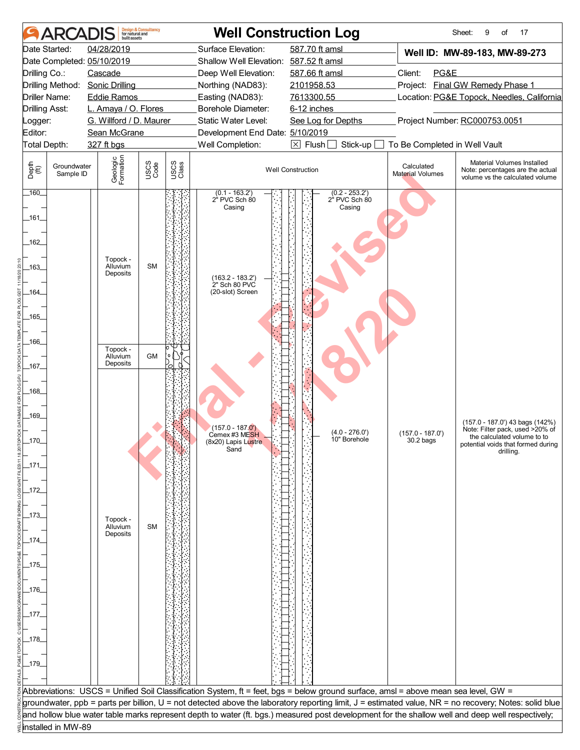# Well Construction Log

ARCADIS Design & Consultancy for natural and built assets

Sheet: 9 of 17

| | | | |
|---|---|---|---|
| Date Started: | 04/28/2019 | Surface Elevation: | 587.70 ft amsl |
| Date Completed: | 05/10/2019 | Shallow Well Elevation: | 587.52 ft amsl |
| Drilling Co.: | Cascade | Deep Well Elevation: | 587.66 ft amsl |
| Drilling Method: | Sonic Drilling | Northing (NAD83): | 2101958.53 |
| Driller Name: | Eddie Ramos | Easting (NAD83): | 7613300.55 |
| Drilling Asst: | L. Amaya / O. Flores | Borehole Diameter: | 6-12 inches |
| Logger: | G. Willford / D. Maurer | Static Water Level: | See Log for Depths |
| Editor: | Sean McGrane | Development End Date: | 5/10/2019 |
| Total Depth: | 327 ft bgs | Well Completion: | ☒ Flush ☐ Stick-up ☐ To Be Completed in Well Vault |

**Well ID: MW-89-183, MW-89-273**

Client: PG&E
Project: Final GW Remedy Phase 1
Location: PG&E Topock, Needles, California
Project Number: RC000753.0051

| Depth (ft) | Groundwater Sample ID | Geologic Formation | USCS Code | Well Construction | Calculated Material Volumes | Material Volumes Installed (Note: percentages are the actual volume vs the calculated volume) |
|---|---|---|---|---|---|---|
| 160–166 | | Topock - Alluvium Deposits | SM | (0.1 - 163.2') 2" PVC Sch 80 Casing; (0.2 - 253.2') 2" PVC Sch 80 Casing; (163.2 - 183.2') 2" Sch 80 PVC (20-slot) Screen | | |
| 166–167 | | Topock - Alluvium Deposits | GM | | | |
| 167–180 | | Topock - Alluvium Deposits | SM | (157.0 - 187.0') Cemex #3 MESH (8x20) Lapis Lustre Sand; (4.0 - 276.0') 10" Borehole | (157.0 - 187.0') 30.2 bags | (157.0 - 187.0') 43 bags (142%) Note: Filter pack, used >20% of the calculated volume to to potential voids that formed during drilling. |

Abbreviations: USCS = Unified Soil Classification System, ft = feet, bgs = below ground surface, amsl = above mean sea level, GW = groundwater, ppb = parts per billion, U = not detected above the laboratory reporting limit, J = estimated value, NR = no recovery; Notes: solid blue and hollow blue water table marks represent depth to water (ft. bgs.) measured post development for the shallow well and deep well respectively; installed in MW-89

Final - Revised 11/18/20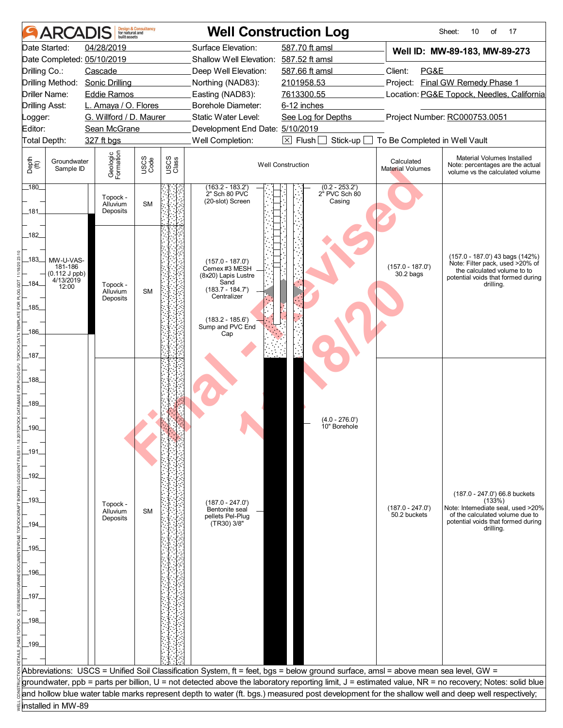# ARCADIS Well Construction Log

| | | | |
|---|---|---|---|
| Date Started: 04/28/2019 | Surface Elevation: 587.70 ft amsl | **Well ID: MW-89-183, MW-89-273** | |
| Date Completed: 05/10/2019 | Shallow Well Elevation: 587.52 ft amsl | | |
| Drilling Co.: Cascade | Deep Well Elevation: 587.66 ft amsl | Client: PG&E | |
| Drilling Method: Sonic Drilling | Northing (NAD83): 2101958.53 | Project: Final GW Remedy Phase 1 | |
| Driller Name: Eddie Ramos | Easting (NAD83): 7613300.55 | Location: PG&E Topock, Needles, California | |
| Drilling Asst: L. Amaya / O. Flores | Borehole Diameter: 6-12 inches | | |
| Logger: G. Willford / D. Maurer | Static Water Level: See Log for Depths | Project Number: RC000753.0051 | |
| Editor: Sean McGrane | Development End Date: 5/10/2019 | | |
| Total Depth: 327 ft bgs | Well Completion: ☒ Flush ☐ Stick-up ☐ To Be Completed in Well Vault | | |

| Depth (ft) | Groundwater Sample ID | Geologic Formation | USCS Code | Well Construction | Calculated Material Volumes | Material Volumes Installed (Note: percentages are the actual volume vs the calculated volume) |
|---|---|---|---|---|---|---|
| 180–181 | | Topock - Alluvium Deposits | SM | (163.2 - 183.2') 2" Sch 80 PVC (20-slot) Screen; (0.2 - 253.2') 2" PVC Sch 80 Casing | | |
| 181–187 | MW-U-VAS-181-186 (0.112 J ppb) 4/13/2019 12:00 | Topock - Alluvium Deposits | SM | (157.0 - 187.0') Cemex #3 MESH (8x20) Lapis Lustre Sand; (183.7 - 184.7') Centralizer; (183.2 - 185.6') Sump and PVC End Cap | (157.0 - 187.0') 30.2 bags | (157.0 - 187.0') 43 bags (142%) Note: Filter pack, used >20% of the calculated volume to to potential voids that formed during drilling. |
| 187–200 | | Topock - Alluvium Deposits | SM | (187.0 - 247.0') Bentonite seal pellets Pel-Plug (TR30) 3/8"; (4.0 - 276.0') 10" Borehole | (187.0 - 247.0') 50.2 buckets | (187.0 - 247.0') 66.8 buckets (133%) Note: Intemediate seal, used >20% of the calculated volume due to potential voids that formed during drilling. |

Abbreviations: USCS = Unified Soil Classification System, ft = feet, bgs = below ground surface, amsl = above mean sea level, GW = groundwater, ppb = parts per billion, U = not detected above the laboratory reporting limit, J = estimated value, NR = no recovery; Notes: solid blue and hollow blue water table marks represent depth to water (ft. bgs.) measured post development for the shallow well and deep well respectively; installed in MW-89

Final - Revised 11/18/20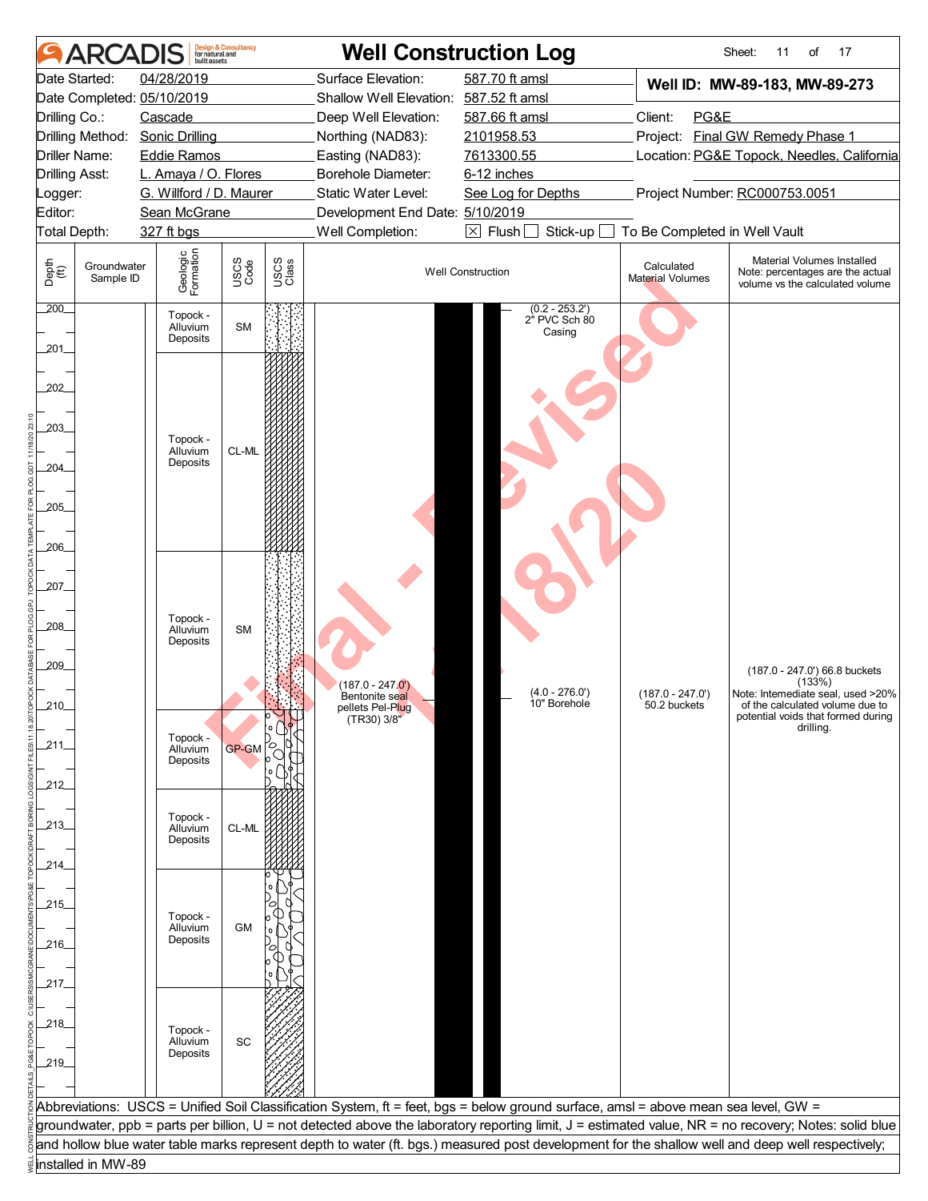# ARCADIS — Well Construction Log

Sheet: 11 of 17

| | | | |
|---|---|---|---|
| Date Started: 04/28/2019 | Surface Elevation: 587.70 ft amsl | **Well ID: MW-89-183, MW-89-273** | |
| Date Completed: 05/10/2019 | Shallow Well Elevation: 587.52 ft amsl | | |
| Drilling Co.: Cascade | Deep Well Elevation: 587.66 ft amsl | Client: PG&E | |
| Drilling Method: Sonic Drilling | Northing (NAD83): 2101958.53 | Project: Final GW Remedy Phase 1 | |
| Driller Name: Eddie Ramos | Easting (NAD83): 7613300.55 | Location: PG&E Topock, Needles, California | |
| Drilling Asst: L. Amaya / O. Flores | Borehole Diameter: 6-12 inches | | |
| Logger: G. Willford / D. Maurer | Static Water Level: See Log for Depths | Project Number: RC000753.0051 | |
| Editor: Sean McGrane | Development End Date: 5/10/2019 | | |
| Total Depth: 327 ft bgs | Well Completion: ☒ Flush ☐ Stick-up ☐ To Be Completed in Well Vault | | |

| Depth (ft) | Groundwater Sample ID | Geologic Formation | USCS Code | Well Construction | Calculated Material Volumes | Material Volumes Installed (Note: percentages are the actual volume vs the calculated volume) |
|---|---|---|---|---|---|---|
| 200–201 | | Topock - Alluvium Deposits | SM | (0.2 - 253.2') 2" PVC Sch 80 Casing | | |
| 201–206 | | Topock - Alluvium Deposits | CL-ML | | | |
| 206–210 | | Topock - Alluvium Deposits | SM | (187.0 - 247.0') Bentonite seal pellets Pel-Plug (TR30) 3/8"; (4.0 - 276.0') 10" Borehole | (187.0 - 247.0') 50.2 buckets | (187.0 - 247.0') 66.8 buckets (133%) Note: Intemediate seal, used >20% of the calculated volume due to potential voids that formed during drilling. |
| 210–212 | | Topock - Alluvium Deposits | GP-GM | | | |
| 212–214 | | Topock - Alluvium Deposits | CL-ML | | | |
| 214–217 | | Topock - Alluvium Deposits | GM | | | |
| 217–220 | | Topock - Alluvium Deposits | SC | | | |

Abbreviations: USCS = Unified Soil Classification System, ft = feet, bgs = below ground surface, amsl = above mean sea level, GW = groundwater, ppb = parts per billion, U = not detected above the laboratory reporting limit, J = estimated value, NR = no recovery; Notes: solid blue and hollow blue water table marks represent depth to water (ft. bgs.) measured post development for the shallow well and deep well respectively; installed in MW-89

Final - Revised 11/18/20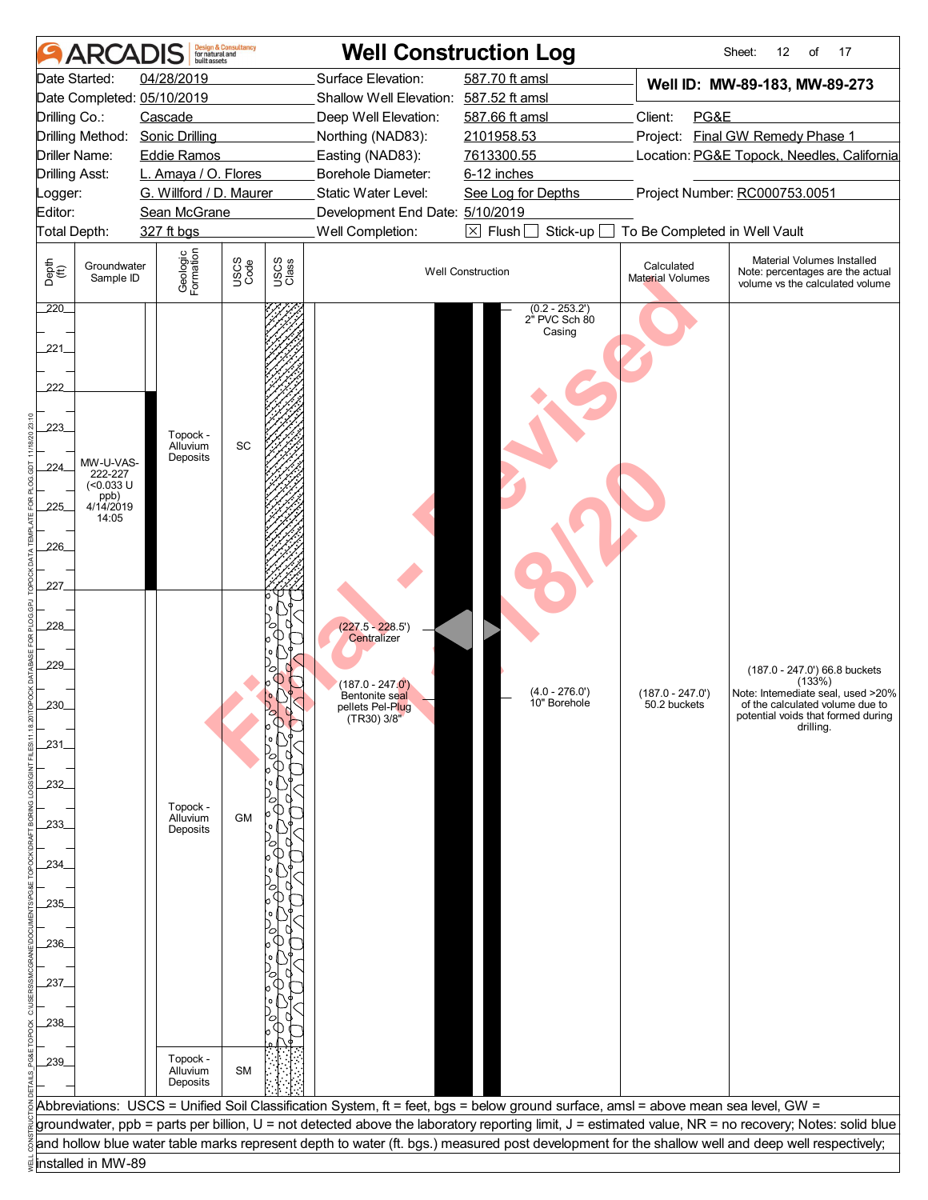# ARCADIS — Well Construction Log

Sheet: 12 of 17

| | | | |
|---|---|---|---|
| Date Started: | 04/28/2019 | Surface Elevation: | 587.70 ft amsl |
| Date Completed: | 05/10/2019 | Shallow Well Elevation: | 587.52 ft amsl |
| Drilling Co.: | Cascade | Deep Well Elevation: | 587.66 ft amsl |
| Drilling Method: | Sonic Drilling | Northing (NAD83): | 2101958.53 |
| Driller Name: | Eddie Ramos | Easting (NAD83): | 7613300.55 |
| Drilling Asst: | L. Amaya / O. Flores | Borehole Diameter: | 6-12 inches |
| Logger: | G. Willford / D. Maurer | Static Water Level: | See Log for Depths |
| Editor: | Sean McGrane | Development End Date: | 5/10/2019 |
| Total Depth: | 327 ft bgs | Well Completion: | ☒ Flush ☐ Stick-up ☐ To Be Completed in Well Vault |

**Well ID: MW-89-183, MW-89-273**

Client: PG&E
Project: Final GW Remedy Phase 1
Location: PG&E Topock, Needles, California
Project Number: RC000753.0051

| Depth (ft) | Groundwater Sample ID | Geologic Formation | USCS Code | Well Construction | Calculated Material Volumes | Material Volumes Installed Note: percentages are the actual volume vs the calculated volume |
|---|---|---|---|---|---|---|
| 220–222 | | | | (0.2 - 253.2') 2" PVC Sch 80 Casing | | |
| 222–227 | MW-U-VAS-222-227 (<0.033 U ppb) 4/14/2019 14:05 | Topock - Alluvium Deposits | SC | | | |
| 227–239 | | Topock - Alluvium Deposits | GM | (227.5 - 228.5') Centralizer; (187.0 - 247.0') Bentonite seal pellets Pel-Plug (TR30) 3/8"; (4.0 - 276.0') 10" Borehole | (187.0 - 247.0') 50.2 buckets | (187.0 - 247.0') 66.8 buckets (133%) Note: Intemediate seal, used >20% of the calculated volume due to potential voids that formed during drilling. |
| 239 | | Topock - Alluvium Deposits | SM | | | |

Abbreviations: USCS = Unified Soil Classification System, ft = feet, bgs = below ground surface, amsl = above mean sea level, GW = groundwater, ppb = parts per billion, U = not detected above the laboratory reporting limit, J = estimated value, NR = no recovery; Notes: solid blue and hollow blue water table marks represent depth to water (ft. bgs.) measured post development for the shallow well and deep well respectively; installed in MW-89

Final - Revised 11/18/20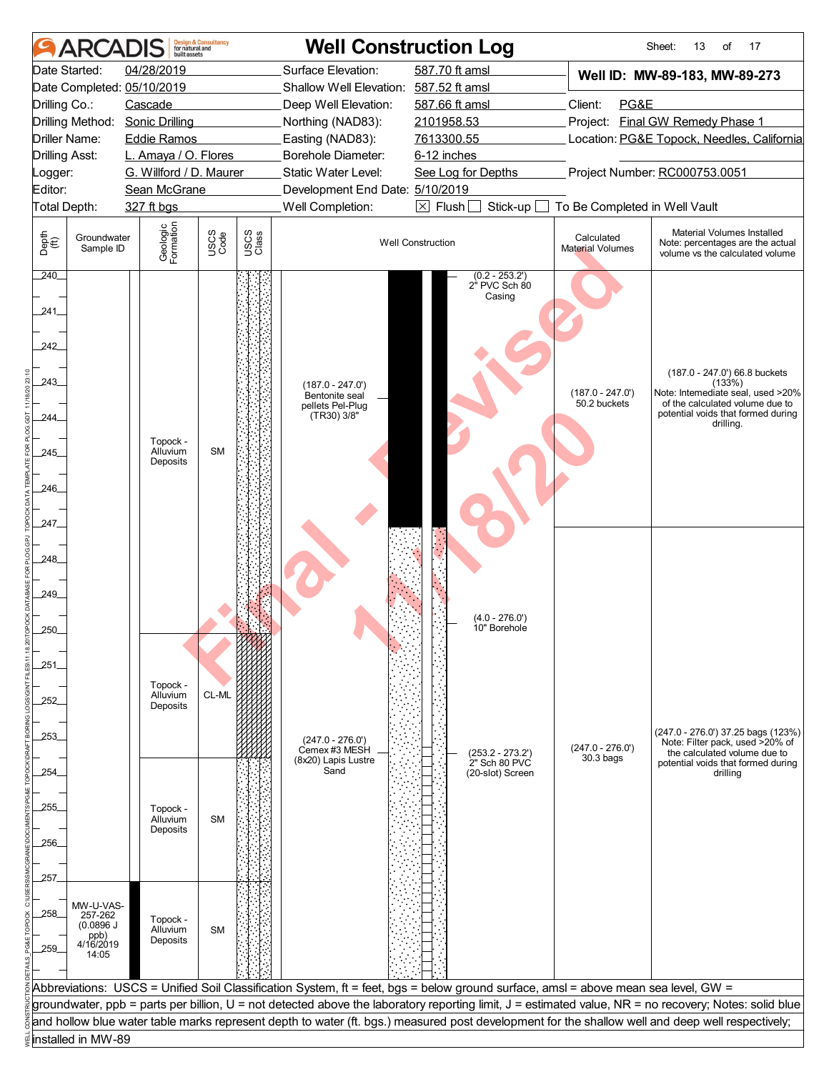# ARCADIS — Well Construction Log

Sheet: 13 of 17

| | | | |
|---|---|---|---|
| Date Started: | 04/28/2019 | Surface Elevation: | 587.70 ft amsl |
| Date Completed: | 05/10/2019 | Shallow Well Elevation: | 587.52 ft amsl |
| Drilling Co.: | Cascade | Deep Well Elevation: | 587.66 ft amsl |
| Drilling Method: | Sonic Drilling | Northing (NAD83): | 2101958.53 |
| Driller Name: | Eddie Ramos | Easting (NAD83): | 7613300.55 |
| Drilling Asst: | L. Amaya / O. Flores | Borehole Diameter: | 6-12 inches |
| Logger: | G. Willford / D. Maurer | Static Water Level: | See Log for Depths |
| Editor: | Sean McGrane | Development End Date: | 5/10/2019 |
| Total Depth: | 327 ft bgs | Well Completion: | [X] Flush [ ] Stick-up [ ] To Be Completed in Well Vault |

**Well ID: MW-89-183, MW-89-273**

Client: PG&E
Project: Final GW Remedy Phase 1
Location: PG&E Topock, Needles, California
Project Number: RC000753.0051

| Depth (ft) | Groundwater Sample ID | Geologic Formation | USCS Code | Well Construction | Calculated Material Volumes | Material Volumes Installed (Note: percentages are the actual volume vs the calculated volume) |
|---|---|---|---|---|---|---|
| 240–250 | | Topock - Alluvium Deposits | SM | (0.2 - 253.2') 2" PVC Sch 80 Casing; (187.0 - 247.0') Bentonite seal pellets Pel-Plug (TR30) 3/8" | (187.0 - 247.0') 50.2 buckets | (187.0 - 247.0') 66.8 buckets (133%) Note: Intemediate seal, used >20% of the calculated volume due to potential voids that formed during drilling. |
| 250–253.5 | | Topock - Alluvium Deposits | CL-ML | (4.0 - 276.0') 10" Borehole; (247.0 - 276.0') Cemex #3 MESH (8x20) Lapis Lustre Sand | (247.0 - 276.0') 30.3 bags | (247.0 - 276.0') 37.25 bags (123%) Note: Filter pack, used >20% of the calculated volume due to potential voids that formed during drilling |
| 253.5–257 | | Topock - Alluvium Deposits | SM | (253.2 - 273.2') 2" Sch 80 PVC (20-slot) Screen | | |
| 257–260 | MW-U-VAS-257-262 (0.0896 J ppb) 4/16/2019 14:05 | Topock - Alluvium Deposits | SM | | | |

Final - Revised 1/18/20

Abbreviations: USCS = Unified Soil Classification System, ft = feet, bgs = below ground surface, amsl = above mean sea level, GW = groundwater, ppb = parts per billion, U = not detected above the laboratory reporting limit, J = estimated value, NR = no recovery; Notes: solid blue and hollow blue water table marks represent depth to water (ft. bgs.) measured post development for the shallow well and deep well respectively; installed in MW-89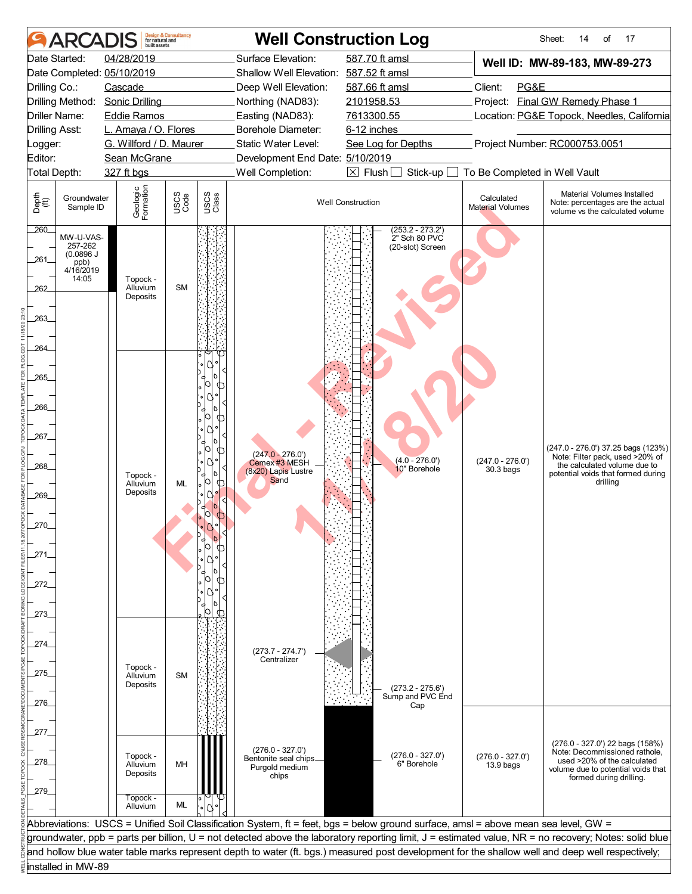# ARCADIS — Well Construction Log

Sheet: 14 of 17

| | | | |
|---|---|---|---|
| Date Started: | 04/28/2019 | Surface Elevation: | 587.70 ft amsl |
| Date Completed: | 05/10/2019 | Shallow Well Elevation: | 587.52 ft amsl |
| Drilling Co.: | Cascade | Deep Well Elevation: | 587.66 ft amsl |
| Drilling Method: | Sonic Drilling | Northing (NAD83): | 2101958.53 |
| Driller Name: | Eddie Ramos | Easting (NAD83): | 7613300.55 |
| Drilling Asst: | L. Amaya / O. Flores | Borehole Diameter: | 6-12 inches |
| Logger: | G. Willford / D. Maurer | Static Water Level: | See Log for Depths |
| Editor: | Sean McGrane | Development End Date: | 5/10/2019 |
| Total Depth: | 327 ft bgs | Well Completion: | ☒ Flush ☐ Stick-up ☐ To Be Completed in Well Vault |

**Well ID: MW-89-183, MW-89-273**

Client: PG&E
Project: Final GW Remedy Phase 1
Location: PG&E Topock, Needles, California
Project Number: RC000753.0051

| Depth (ft) | Groundwater Sample ID | Geologic Formation | USCS Code | Well Construction | Calculated Material Volumes | Material Volumes Installed (Note: percentages are the actual volume vs the calculated volume) |
|---|---|---|---|---|---|---|
| 260–264 | MW-U-VAS-257-262 (0.0896 J ppb) 4/16/2019 14:05 | Topock - Alluvium Deposits | SM | (253.2 - 273.2') 2" Sch 80 PVC (20-slot) Screen | | |
| 264–273 | | Topock - Alluvium Deposits | ML | (247.0 - 276.0') Cemex #3 MESH (8x20) Lapis Lustre Sand; (4.0 - 276.0') 10" Borehole | (247.0 - 276.0') 30.3 bags | (247.0 - 276.0') 37.25 bags (123%) Note: Filter pack, used >20% of the calculated volume due to potential voids that formed during drilling |
| 273–277 | | Topock - Alluvium Deposits | SM | (273.7 - 274.7') Centralizer; (273.2 - 275.6') Sump and PVC End Cap | | |
| 277–279 | | Topock - Alluvium Deposits | MH | (276.0 - 327.0') Bentonite seal chips Purgold medium chips; (276.0 - 327.0') 6" Borehole | (276.0 - 327.0') 13.9 bags | (276.0 - 327.0') 22 bags (158%) Note: Decommissioned rathole, used >20% of the calculated volume due to potential voids that formed during drilling. |
| 279– | | Topock - Alluvium | ML | | | |

Abbreviations: USCS = Unified Soil Classification System, ft = feet, bgs = below ground surface, amsl = above mean sea level, GW = groundwater, ppb = parts per billion, U = not detected above the laboratory reporting limit, J = estimated value, NR = no recovery; Notes: solid blue and hollow blue water table marks represent depth to water (ft. bgs.) measured post development for the shallow well and deep well respectively; installed in MW-89

Final - Revised 11/18/20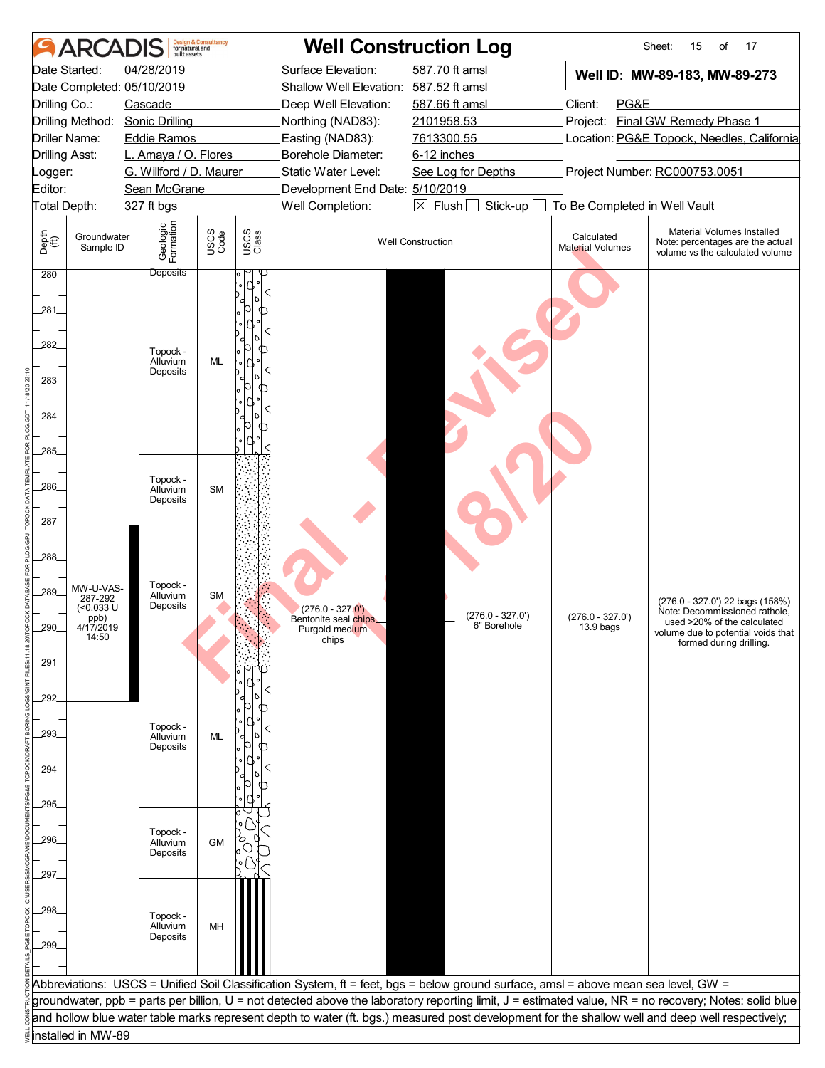# Well Construction Log

ARCADIS Design & Consultancy for natural and built assets

Sheet: 15 of 17

| | | | |
|---|---|---|---|
| Date Started: | 04/28/2019 | Surface Elevation: | 587.70 ft amsl |
| Date Completed: | 05/10/2019 | Shallow Well Elevation: | 587.52 ft amsl |
| Drilling Co.: | Cascade | Deep Well Elevation: | 587.66 ft amsl |
| Drilling Method: | Sonic Drilling | Northing (NAD83): | 2101958.53 |
| Driller Name: | Eddie Ramos | Easting (NAD83): | 7613300.55 |
| Drilling Asst: | L. Amaya / O. Flores | Borehole Diameter: | 6-12 inches |
| Logger: | G. Willford / D. Maurer | Static Water Level: | See Log for Depths |
| Editor: | Sean McGrane | Development End Date: | 5/10/2019 |
| Total Depth: | 327 ft bgs | Well Completion: | ☒ Flush ☐ Stick-up ☐ To Be Completed in Well Vault |

**Well ID: MW-89-183, MW-89-273**

Client: PG&E
Project: Final GW Remedy Phase 1
Location: PG&E Topock, Needles, California
Project Number: RC000753.0051

| Depth (ft) | Groundwater Sample ID | Geologic Formation | USCS Code | Well Construction | Calculated Material Volumes | Material Volumes Installed (Note: percentages are the actual volume vs the calculated volume) |
|---|---|---|---|---|---|---|
| 280 | | Deposits | | | | |
| 280–285 | | Topock - Alluvium Deposits | ML | | | |
| 285–287 | | Topock - Alluvium Deposits | SM | | | |
| 287–291 | MW-U-VAS-287-292 (<0.033 U ppb) 4/17/2019 14:50 | Topock - Alluvium Deposits | SM | (276.0 - 327.0') Bentonite seal chips Purgold medium chips; (276.0 - 327.0') 6" Borehole | (276.0 - 327.0') 13.9 bags | (276.0 - 327.0') 22 bags (158%) Note: Decommissioned rathole, used >20% of the calculated volume due to potential voids that formed during drilling. |
| 291–295 | | Topock - Alluvium Deposits | ML | | | |
| 295–297 | | Topock - Alluvium Deposits | GM | | | |
| 297–299+ | | Topock - Alluvium Deposits | MH | | | |

Abbreviations: USCS = Unified Soil Classification System, ft = feet, bgs = below ground surface, amsl = above mean sea level, GW = groundwater, ppb = parts per billion, U = not detected above the laboratory reporting limit, J = estimated value, NR = no recovery; Notes: solid blue and hollow blue water table marks represent depth to water (ft. bgs.) measured post development for the shallow well and deep well respectively; installed in MW-89

Final - Revised 11/18/20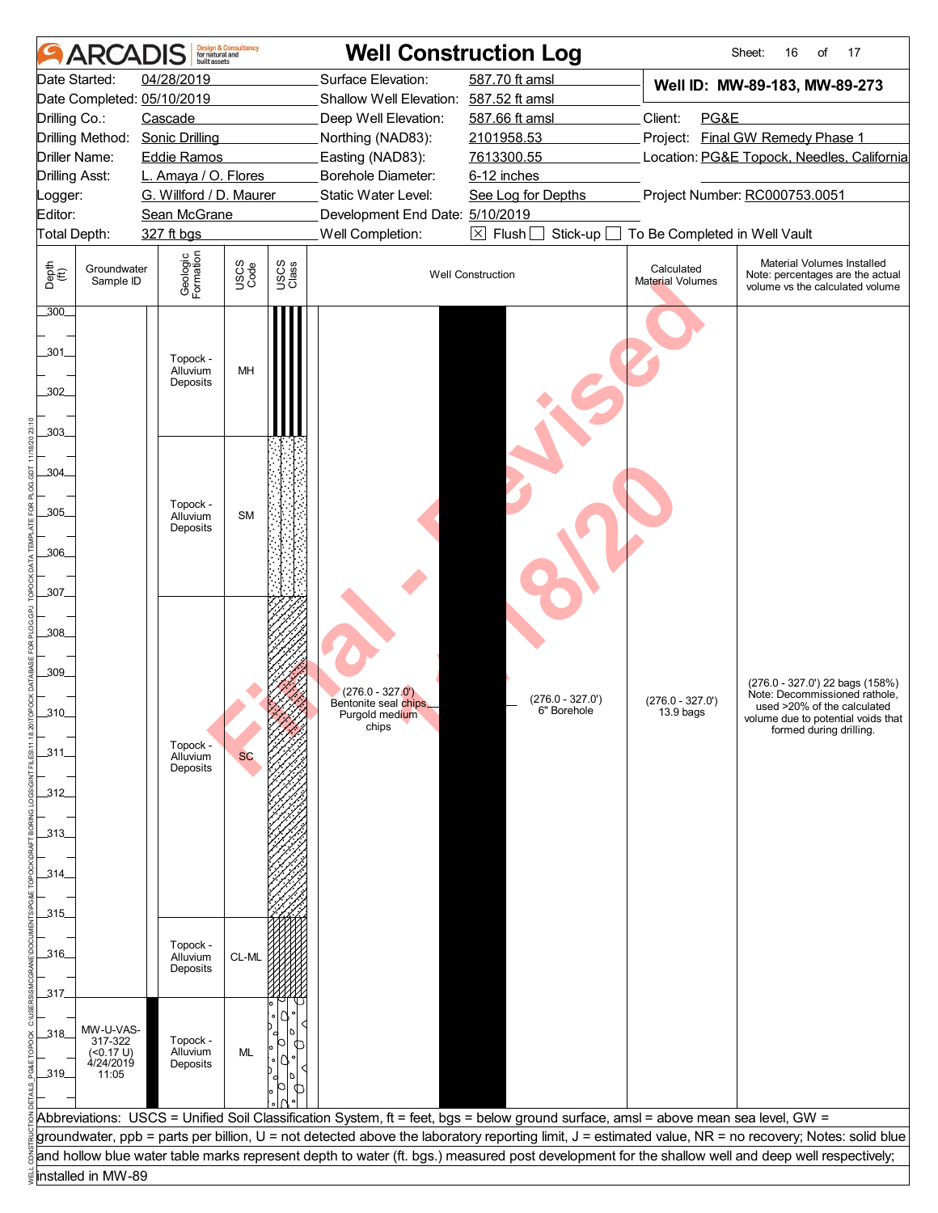# ARCADIS — Well Construction Log

Sheet: 16 of 17

| | | | |
|---|---|---|---|
| Date Started: | 04/28/2019 | Surface Elevation: | 587.70 ft amsl |
| Date Completed: | 05/10/2019 | Shallow Well Elevation: | 587.52 ft amsl |
| Drilling Co.: | Cascade | Deep Well Elevation: | 587.66 ft amsl |
| Drilling Method: | Sonic Drilling | Northing (NAD83): | 2101958.53 |
| Driller Name: | Eddie Ramos | Easting (NAD83): | 7613300.55 |
| Drilling Asst: | L. Amaya / O. Flores | Borehole Diameter: | 6-12 inches |
| Logger: | G. Willford / D. Maurer | Static Water Level: | See Log for Depths |
| Editor: | Sean McGrane | Development End Date: | 5/10/2019 |
| Total Depth: | 327 ft bgs | Well Completion: | ☒ Flush ☐ Stick-up ☐ To Be Completed in Well Vault |

**Well ID: MW-89-183, MW-89-273**

Client: PG&E
Project: Final GW Remedy Phase 1
Location: PG&E Topock, Needles, California
Project Number: RC000753.0051

| Depth (ft) | Groundwater Sample ID | Geologic Formation | USCS Code | Well Construction | Calculated Material Volumes | Material Volumes Installed Note: percentages are the actual volume vs the calculated volume |
|---|---|---|---|---|---|---|
| 300 – 303 | | Topock - Alluvium Deposits | MH | (276.0 - 327.0') Bentonite seal chips Purgold medium chips; (276.0 - 327.0') 6" Borehole | (276.0 - 327.0') 13.9 bags | (276.0 - 327.0') 22 bags (158%) Note: Decommissioned rathole, used >20% of the calculated volume due to potential voids that formed during drilling. |
| 303 – 307 | | Topock - Alluvium Deposits | SM | | | |
| 307 – 315 | | Topock - Alluvium Deposits | SC | | | |
| 315 – 317 | | Topock - Alluvium Deposits | CL-ML | | | |
| 317 – 320 | MW-U-VAS-317-322 (<0.17 U) 4/24/2019 11:05 | Topock - Alluvium Deposits | ML | | | |

Abbreviations: USCS = Unified Soil Classification System, ft = feet, bgs = below ground surface, amsl = above mean sea level, GW = groundwater, ppb = parts per billion, U = not detected above the laboratory reporting limit, J = estimated value, NR = no recovery; Notes: solid blue and hollow blue water table marks represent depth to water (ft. bgs.) measured post development for the shallow well and deep well respectively; installed in MW-89

Final - Revised 11/18/20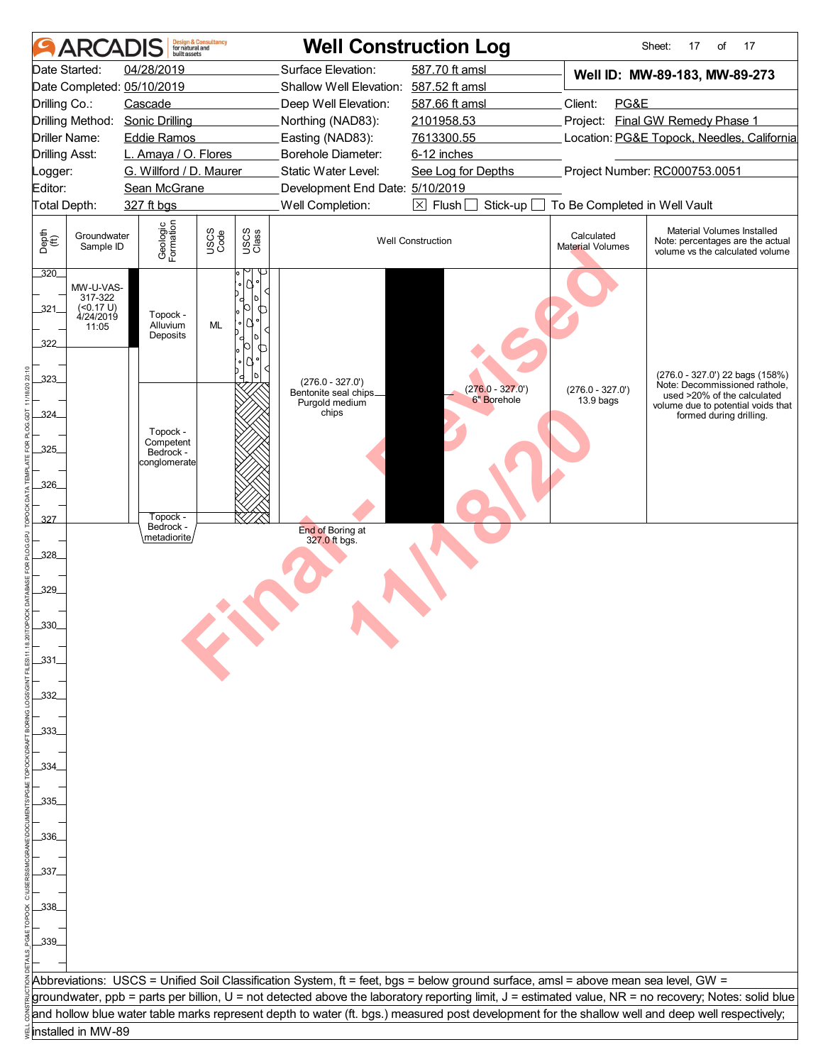# ARCADIS — Well Construction Log

Sheet: 17 of 17

| | | | |
|---|---|---|---|
| Date Started: | 04/28/2019 | Surface Elevation: | 587.70 ft amsl |
| Date Completed: | 05/10/2019 | Shallow Well Elevation: | 587.52 ft amsl |
| Drilling Co.: | Cascade | Deep Well Elevation: | 587.66 ft amsl |
| Drilling Method: | Sonic Drilling | Northing (NAD83): | 2101958.53 |
| Driller Name: | Eddie Ramos | Easting (NAD83): | 7613300.55 |
| Drilling Asst: | L. Amaya / O. Flores | Borehole Diameter: | 6-12 inches |
| Logger: | G. Willford / D. Maurer | Static Water Level: | See Log for Depths |
| Editor: | Sean McGrane | Development End Date: | 5/10/2019 |
| Total Depth: | 327 ft bgs | Well Completion: | ☒ Flush ☐ Stick-up ☐ To Be Completed in Well Vault |

**Well ID: MW-89-183, MW-89-273**

Client: PG&E

Project: Final GW Remedy Phase 1

Location: PG&E Topock, Needles, California

Project Number: RC000753.0051

| Depth (ft) | Groundwater Sample ID | Geologic Formation | USCS Code | Well Construction | Calculated Material Volumes | Material Volumes Installed (Note: percentages are the actual volume vs the calculated volume) |
|---|---|---|---|---|---|---|
| 320–323 | MW-U-VAS-317-322 (<0.17 U) 4/24/2019 11:05 | Topock - Alluvium Deposits | ML | (276.0 - 327.0') Bentonite seal chips Purgold medium chips; (276.0 - 327.0') 6" Borehole | (276.0 - 327.0') 13.9 bags | (276.0 - 327.0') 22 bags (158%) Note: Decommissioned rathole, used >20% of the calculated volume due to potential voids that formed during drilling. |
| 323–327 | | Topock - Competent Bedrock - conglomerate | | | | |
| 327 | | Topock - Bedrock - metadiorite | | End of Boring at 327.0 ft bgs. | | |

Final - Revised 11/18/20

Abbreviations: USCS = Unified Soil Classification System, ft = feet, bgs = below ground surface, amsl = above mean sea level, GW = groundwater, ppb = parts per billion, U = not detected above the laboratory reporting limit, J = estimated value, NR = no recovery; Notes: solid blue and hollow blue water table marks represent depth to water (ft. bgs.) measured post development for the shallow well and deep well respectively; installed in MW-89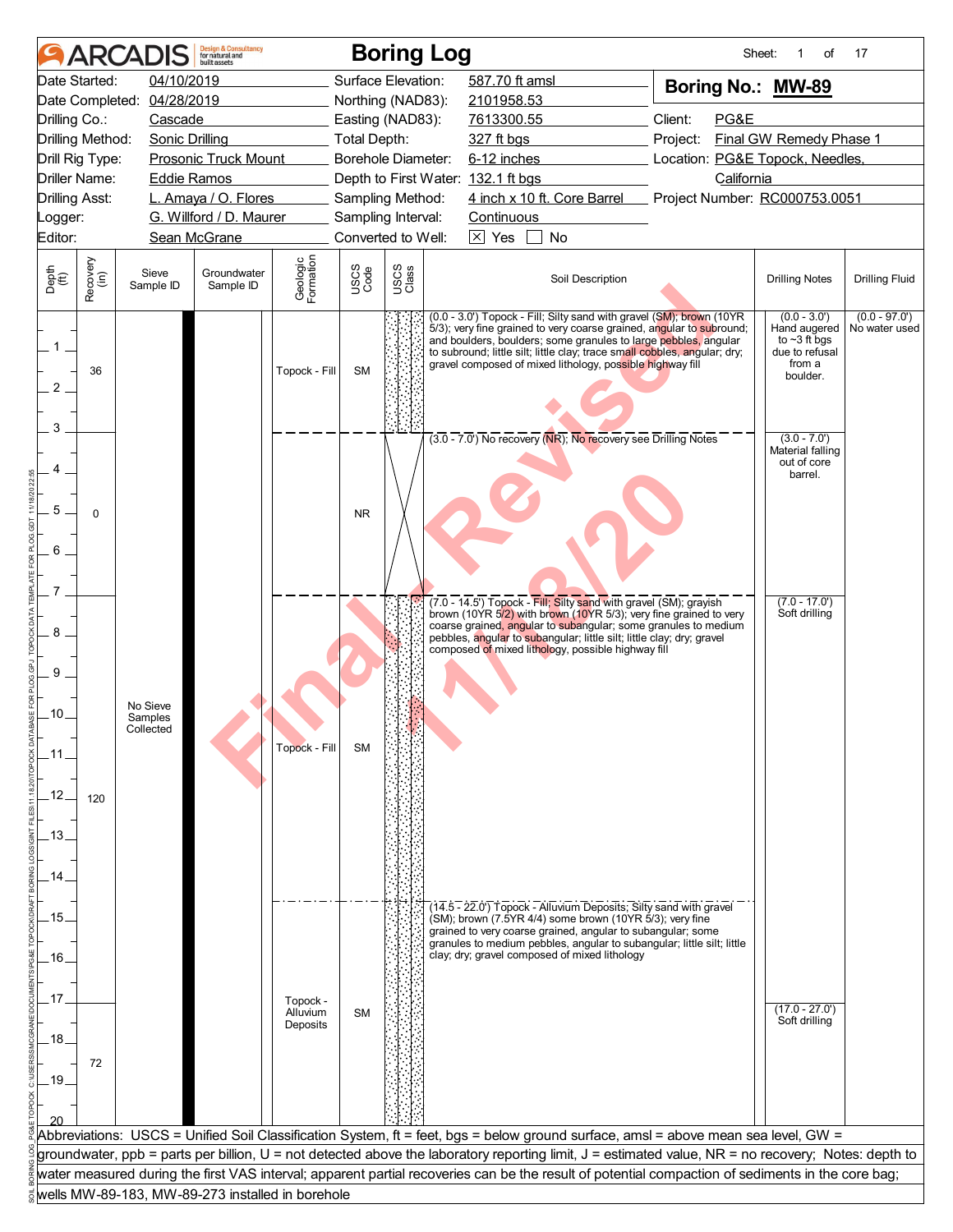# ARCADIS Boring Log

**Boring No.: MW-89**

| | | | |
|---|---|---|---|
| Date Started: | 04/10/2019 | Surface Elevation: | 587.70 ft amsl |
| Date Completed: | 04/28/2019 | Northing (NAD83): | 2101958.53 |
| Drilling Co.: | Cascade | Easting (NAD83): | 7613300.55 |
| Drilling Method: | Sonic Drilling | Total Depth: | 327 ft bgs |
| Drill Rig Type: | Prosonic Truck Mount | Borehole Diameter: | 6-12 inches |
| Driller Name: | Eddie Ramos | Depth to First Water: | 132.1 ft bgs |
| Drilling Asst: | L. Amaya / O. Flores | Sampling Method: | 4 inch x 10 ft. Core Barrel |
| Logger: | G. Willford / D. Maurer | Sampling Interval: | Continuous |
| Editor: | Sean McGrane | Converted to Well: | [X] Yes [ ] No |

Client: PG&E
Project: Final GW Remedy Phase 1
Location: PG&E Topock, Needles, California
Project Number: RC000753.0051

| Depth (ft) | Recovery (in) | Sieve Sample ID | Groundwater Sample ID | Geologic Formation | USCS Code | Soil Description | Drilling Notes | Drilling Fluid |
|---|---|---|---|---|---|---|---|---|
| 0 - 3.0 | 36 | No Sieve Samples Collected | | Topock - Fill | SM | (0.0 - 3.0') Topock - Fill; Silty sand with gravel (SM); brown (10YR 5/3); very fine grained to very coarse grained, angular to subround; and boulders, boulders; some granules to large pebbles, angular to subround; little silt; little clay; trace small cobbles, angular; dry; gravel composed of mixed lithology, possible highway fill | (0.0 - 3.0') Hand augered to ~3 ft bgs due to refusal from a boulder. | (0.0 - 97.0') No water used |
| 3.0 - 7.0 | 0 | | | | NR | (3.0 - 7.0') No recovery (NR); No recovery see Drilling Notes | (3.0 - 7.0') Material falling out of core barrel. | |
| 7.0 - 14.5 | 120 | | | Topock - Fill | SM | (7.0 - 14.5') Topock - Fill; Silty sand with gravel (SM); grayish brown (10YR 5/2) with brown (10YR 5/3); very fine grained to very coarse grained, angular to subangular; some granules to medium pebbles, angular to subangular; little silt; little clay; dry; gravel composed of mixed lithology, possible highway fill | (7.0 - 17.0') Soft drilling | |
| 14.5 - 20 | 72 (17.0 - 20) | | | Topock - Alluvium Deposits | SM | (14.5 - 22.0') Topock - Alluvium Deposits; Silty sand with gravel (SM); brown (7.5YR 4/4) some brown (10YR 5/3); very fine grained to very coarse grained, angular to subangular; some granules to medium pebbles, angular to subangular; little silt; little clay; dry; gravel composed of mixed lithology | (17.0 - 27.0') Soft drilling | |

Abbreviations: USCS = Unified Soil Classification System, ft = feet, bgs = below ground surface, amsl = above mean sea level, GW = groundwater, ppb = parts per billion, U = not detected above the laboratory reporting limit, J = estimated value, NR = no recovery; Notes: depth to water measured during the first VAS interval; apparent partial recoveries can be the result of potential compaction of sediments in the core bag; wells MW-89-183, MW-89-273 installed in borehole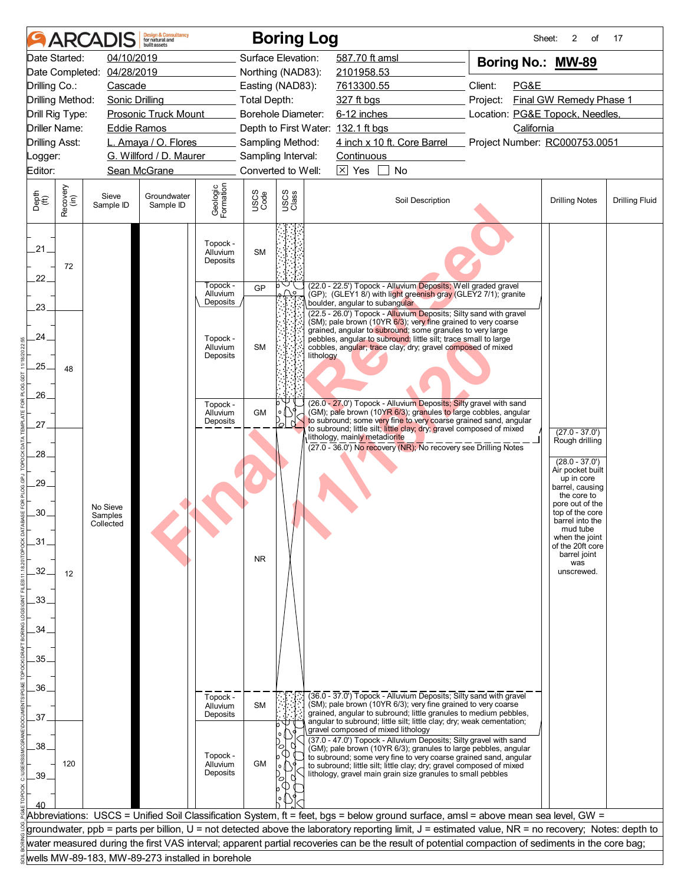# ARCADIS Boring Log

| | | | | | |
|---|---|---|---|---|---|
| Date Started: | 04/10/2019 | Surface Elevation: | 587.70 ft amsl | **Boring No.: MW-89** | |
| Date Completed: | 04/28/2019 | Northing (NAD83): | 2101958.53 | | |
| Drilling Co.: | Cascade | Easting (NAD83): | 7613300.55 | Client: | PG&E |
| Drilling Method: | Sonic Drilling | Total Depth: | 327 ft bgs | Project: | Final GW Remedy Phase 1 |
| Drill Rig Type: | Prosonic Truck Mount | Borehole Diameter: | 6-12 inches | Location: | PG&E Topock, Needles, California |
| Driller Name: | Eddie Ramos | Depth to First Water: | 132.1 ft bgs | | |
| Drilling Asst: | L. Amaya / O. Flores | Sampling Method: | 4 inch x 10 ft. Core Barrel | Project Number: | RC000753.0051 |
| Logger: | G. Willford / D. Maurer | Sampling Interval: | Continuous | | |
| Editor: | Sean McGrane | Converted to Well: | ☒ Yes ☐ No | | |

| Depth (ft) | Recovery (in) | Sieve Sample ID | Groundwater Sample ID | Geologic Formation | USCS Code | Soil Description | Drilling Notes | Drilling Fluid |
|---|---|---|---|---|---|---|---|---|
| 20–22 | 72 | | | Topock - Alluvium Deposits | SM | | | |
| 22.0–22.5 | | | | Topock - Alluvium Deposits | GP | (22.0 - 22.5') Topock - Alluvium Deposits; Well graded gravel (GP); (GLEY1 8/) with light greenish gray (GLEY2 7/1); granite boulder, angular to subangular | | |
| 22.5–26.0 | 48 | | | Topock - Alluvium Deposits | SM | (22.5 - 26.0') Topock - Alluvium Deposits; Silty sand with gravel (SM); pale brown (10YR 6/3); very fine grained to very coarse grained, angular to subround; some granules to very large pebbles, angular to subround; little silt; trace small to large cobbles, angular; trace clay; dry; gravel composed of mixed lithology | | |
| 26.0–27.0 | | | | Topock - Alluvium Deposits | GM | (26.0 - 27.0') Topock - Alluvium Deposits; Silty gravel with sand (GM); pale brown (10YR 6/3); granules to large cobbles, angular to subround; some very fine to very coarse grained sand, angular to subround; little silt; little clay; dry; gravel composed of mixed lithology, mainly metadiorite | | |
| 27.0–36.0 | 12 | No Sieve Samples Collected | | | NR | (27.0 - 36.0') No recovery (NR); No recovery see Drilling Notes | (27.0 - 37.0') Rough drilling<br><br>(28.0 - 37.0') Air pocket built up in core barrel, causing the core to pore out of the top of the core barrel into the mud tube when the joint of the 20ft core barrel joint was unscrewed. | |
| 36.0–37.0 | | | | Topock - Alluvium Deposits | SM | (36.0 - 37.0') Topock - Alluvium Deposits; Silty sand with gravel (SM); pale brown (10YR 6/3); very fine grained to very coarse grained, angular to subround; little granules to medium pebbles, angular to subround; little silt; little clay; dry; weak cementation; gravel composed of mixed lithology | | |
| 37.0–40 | 120 | | | Topock - Alluvium Deposits | GM | (37.0 - 47.0') Topock - Alluvium Deposits; Silty gravel with sand (GM); pale brown (10YR 6/3); granules to large pebbles, angular to subround; some very fine to very coarse grained sand, angular to subround; little silt; little clay; dry; gravel composed of mixed lithology, gravel main grain size granules to small pebbles | | |

Abbreviations: USCS = Unified Soil Classification System, ft = feet, bgs = below ground surface, amsl = above mean sea level, GW = groundwater, ppb = parts per billion, U = not detected above the laboratory reporting limit, J = estimated value, NR = no recovery; Notes: depth to water measured during the first VAS interval; apparent partial recoveries can be the result of potential compaction of sediments in the core bag; wells MW-89-183, MW-89-273 installed in borehole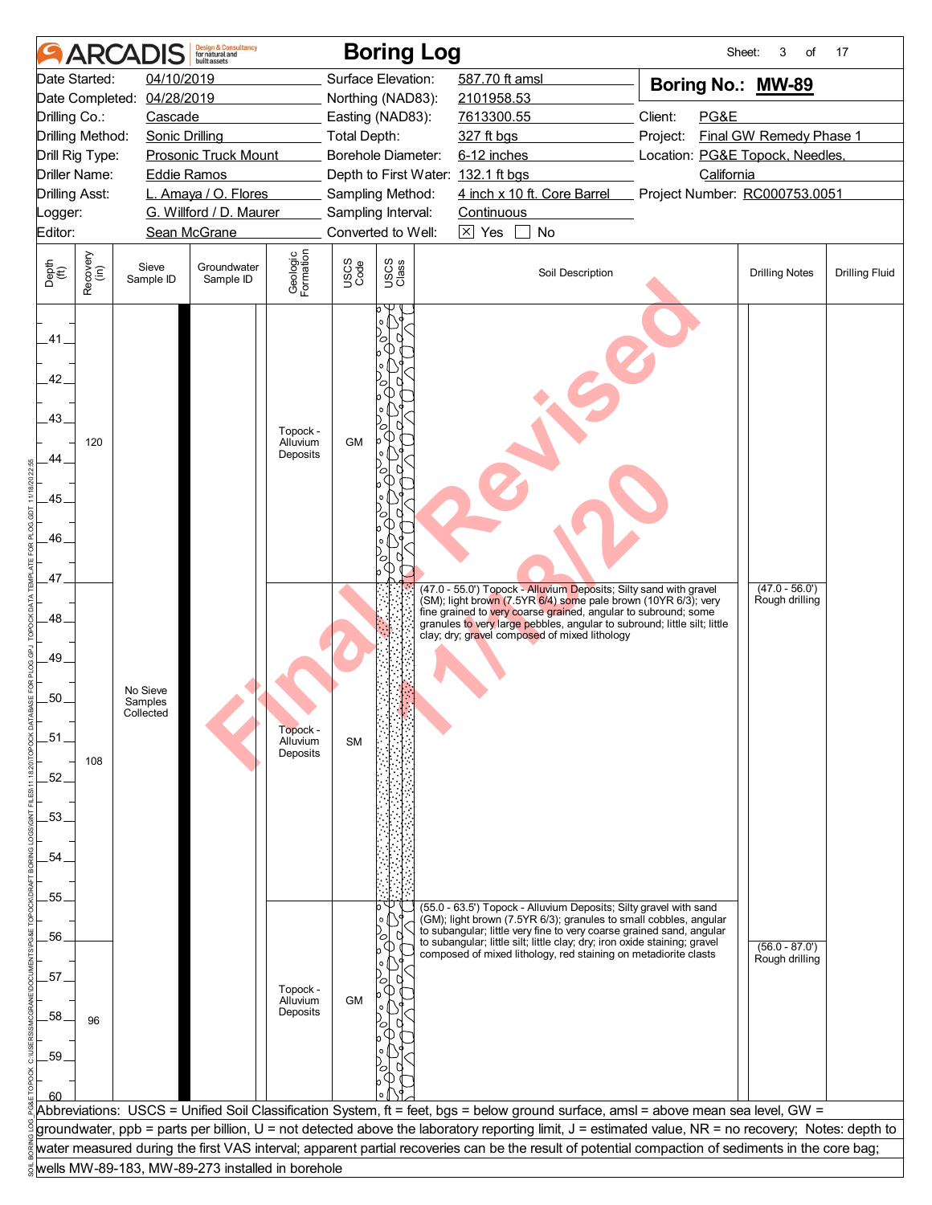# ARCADIS — Boring Log

Sheet: 3 of 17

| | | | | | |
|---|---|---|---|---|---|
| Date Started: | 04/10/2019 | Surface Elevation: | 587.70 ft amsl | **Boring No.: MW-89** | |
| Date Completed: | 04/28/2019 | Northing (NAD83): | 2101958.53 | | |
| Drilling Co.: | Cascade | Easting (NAD83): | 7613300.55 | Client: | PG&E |
| Drilling Method: | Sonic Drilling | Total Depth: | 327 ft bgs | Project: | Final GW Remedy Phase 1 |
| Drill Rig Type: | Prosonic Truck Mount | Borehole Diameter: | 6-12 inches | Location: | PG&E Topock, Needles, California |
| Driller Name: | Eddie Ramos | Depth to First Water: | 132.1 ft bgs | | |
| Drilling Asst: | L. Amaya / O. Flores | Sampling Method: | 4 inch x 10 ft. Core Barrel | Project Number: | RC000753.0051 |
| Logger: | G. Willford / D. Maurer | Sampling Interval: | Continuous | | |
| Editor: | Sean McGrane | Converted to Well: | ☒ Yes ☐ No | | |

| Depth (ft) | Recovery (in) | Sieve Sample ID | Groundwater Sample ID | Geologic Formation | USCS Code | Soil Description | Drilling Notes | Drilling Fluid |
|---|---|---|---|---|---|---|---|---|
| 40–47 | 120 | No Sieve Samples Collected | | Topock - Alluvium Deposits | GM | | | |
| 47–55 | 108 | | | Topock - Alluvium Deposits | SM | (47.0 - 55.0') Topock - Alluvium Deposits; Silty sand with gravel (SM); light brown (7.5YR 6/4) some pale brown (10YR 6/3); very fine grained to very coarse grained, angular to subround; some granules to very large pebbles, angular to subround; little silt; little clay; dry; gravel composed of mixed lithology | (47.0 - 56.0') Rough drilling | |
| 55–60 | 96 | | | Topock - Alluvium Deposits | GM | (55.0 - 63.5') Topock - Alluvium Deposits; Silty gravel with sand (GM); light brown (7.5YR 6/3); granules to small cobbles, angular to subangular; little very fine to very coarse grained sand, angular to subangular; little silt; little clay; dry; iron oxide staining; gravel composed of mixed lithology, red staining on metadiorite clasts | (56.0 - 87.0') Rough drilling | |

Abbreviations: USCS = Unified Soil Classification System, ft = feet, bgs = below ground surface, amsl = above mean sea level, GW = groundwater, ppb = parts per billion, U = not detected above the laboratory reporting limit, J = estimated value, NR = no recovery; Notes: depth to water measured during the first VAS interval; apparent partial recoveries can be the result of potential compaction of sediments in the core bag; wells MW-89-183, MW-89-273 installed in borehole

Final Revised 11/18/20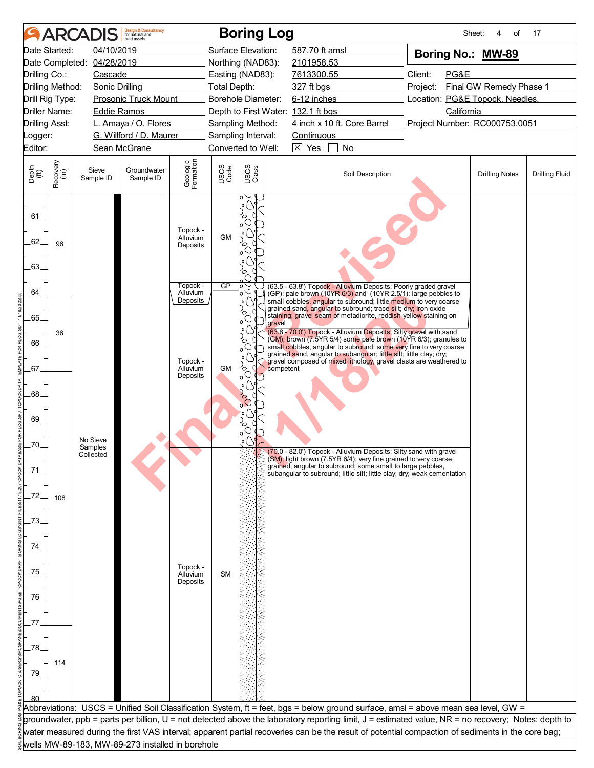# ARCADIS Boring Log

| | | | | | |
|---|---|---|---|---|---|
| Date Started: | 04/10/2019 | Surface Elevation: | 587.70 ft amsl | **Boring No.: MW-89** | |
| Date Completed: | 04/28/2019 | Northing (NAD83): | 2101958.53 | | |
| Drilling Co.: | Cascade | Easting (NAD83): | 7613300.55 | Client: | PG&E |
| Drilling Method: | Sonic Drilling | Total Depth: | 327 ft bgs | Project: | Final GW Remedy Phase 1 |
| Drill Rig Type: | Prosonic Truck Mount | Borehole Diameter: | 6-12 inches | Location: | PG&E Topock, Needles, California |
| Driller Name: | Eddie Ramos | Depth to First Water: | 132.1 ft bgs | | |
| Drilling Asst: | L. Amaya / O. Flores | Sampling Method: | 4 inch x 10 ft. Core Barrel | Project Number: | RC000753.0051 |
| Logger: | G. Willford / D. Maurer | Sampling Interval: | Continuous | | |
| Editor: | Sean McGrane | Converted to Well: | ☒ Yes ☐ No | | |

| Depth (ft) | Recovery (in) | Sieve Sample ID | Groundwater Sample ID | Geologic Formation | USCS Code | Soil Description | Drilling Notes | Drilling Fluid |
|---|---|---|---|---|---|---|---|---|
| 61–63.5 | 96 | No Sieve Samples Collected | | Topock - Alluvium Deposits | GM | | | |
| 63.5–63.8 | | | | Topock - Alluvium Deposits | GP | (63.5 - 63.8') Topock - Alluvium Deposits; Poorly graded gravel (GP); pale brown (10YR 6/3) and (10YR 2.5/1); large pebbles to small cobbles, angular to subround; little medium to very coarse grained sand, angular to subround; trace silt; dry; iron oxide staining; gravel seam of metadiorite, reddish-yellow staining on gravel | | |
| 63.8–70.0 | 36 | | | Topock - Alluvium Deposits | GM | (63.8 - 70.0') Topock - Alluvium Deposits; Silty gravel with sand (GM); brown (7.5YR 5/4) some pale brown (10YR 6/3); granules to small cobbles, angular to subround; some very fine to very coarse grained sand, angular to subangular; little silt; little clay; dry; gravel composed of mixed lithology, gravel clasts are weathered to competent | | |
| 70.0–80 | 108 (67–77), 114 (77–) | | | Topock - Alluvium Deposits | SM | (70.0 - 82.0') Topock - Alluvium Deposits; Silty sand with gravel (SM); light brown (7.5YR 6/4); very fine grained to very coarse grained, angular to subround; some small to large pebbles, subangular to subround; little silt; little clay; dry; weak cementation | | |

Abbreviations: USCS = Unified Soil Classification System, ft = feet, bgs = below ground surface, amsl = above mean sea level, GW = groundwater, ppb = parts per billion, U = not detected above the laboratory reporting limit, J = estimated value, NR = no recovery; Notes: depth to water measured during the first VAS interval; apparent partial recoveries can be the result of potential compaction of sediments in the core bag; wells MW-89-183, MW-89-273 installed in borehole

Final Revised 11/18/20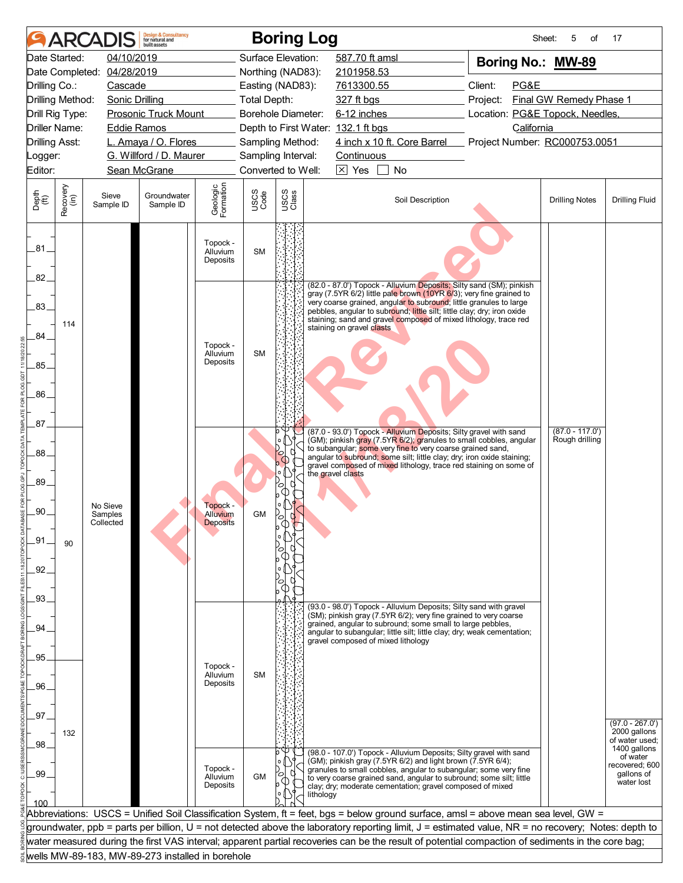# ARCADIS Boring Log

**Boring No.: MW-89**

| | | | |
|---|---|---|---|
| Date Started: | 04/10/2019 | Surface Elevation: | 587.70 ft amsl |
| Date Completed: | 04/28/2019 | Northing (NAD83): | 2101958.53 |
| Drilling Co.: | Cascade | Easting (NAD83): | 7613300.55 |
| Drilling Method: | Sonic Drilling | Total Depth: | 327 ft bgs |
| Drill Rig Type: | Prosonic Truck Mount | Borehole Diameter: | 6-12 inches |
| Driller Name: | Eddie Ramos | Depth to First Water: | 132.1 ft bgs |
| Drilling Asst: | L. Amaya / O. Flores | Sampling Method: | 4 inch x 10 ft. Core Barrel |
| Logger: | G. Willford / D. Maurer | Sampling Interval: | Continuous |
| Editor: | Sean McGrane | Converted to Well: | [X] Yes [ ] No |

Client: PG&E
Project: Final GW Remedy Phase 1
Location: PG&E Topock, Needles, California
Project Number: RC000753.0051

| Depth (ft) | Recovery (in) | Sieve Sample ID | Groundwater Sample ID | Geologic Formation | USCS Code | Soil Description | Drilling Notes | Drilling Fluid |
|---|---|---|---|---|---|---|---|---|
| 81–82 | 114 | No Sieve Samples Collected | | Topock - Alluvium Deposits | SM | | | |
| 82–87 | 114 | | | Topock - Alluvium Deposits | SM | (82.0 - 87.0') Topock - Alluvium Deposits; Silty sand (SM); pinkish gray (7.5YR 6/2) little pale brown (10YR 6/3); very fine grained to very coarse grained, angular to subround; little granules to large pebbles, angular to subround; little silt; little clay; dry; iron oxide staining; sand and gravel composed of mixed lithology, trace red staining on gravel clasts | | |
| 87–93 | 90 | | | Topock - Alluvium Deposits | GM | (87.0 - 93.0') Topock - Alluvium Deposits; Silty gravel with sand (GM); pinkish gray (7.5YR 6/2); granules to small cobbles, angular to subangular; some very fine to very coarse grained sand, angular to subround; some silt; little clay; dry; iron oxide staining; gravel composed of mixed lithology, trace red staining on some of the gravel clasts | (87.0 - 117.0') Rough drilling | |
| 93–98 | 132 | | | Topock - Alluvium Deposits | SM | (93.0 - 98.0') Topock - Alluvium Deposits; Silty sand with gravel (SM); pinkish gray (7.5YR 6/2); very fine grained to very coarse grained, angular to subround; some small to large pebbles, angular to subangular; little silt; little clay; dry; weak cementation; gravel composed of mixed lithology | | (97.0 - 267.0') 2000 gallons of water used; 1400 gallons of water recovered; 600 gallons of water lost |
| 98–100 | 132 | | | Topock - Alluvium Deposits | GM | (98.0 - 107.0') Topock - Alluvium Deposits; Silty gravel with sand (GM); pinkish gray (7.5YR 6/2) and light brown (7.5YR 6/4); granules to small cobbles, angular to subangular; some very fine to very coarse grained sand, angular to subround; some silt; little clay; dry; moderate cementation; gravel composed of mixed lithology | | |

Abbreviations: USCS = Unified Soil Classification System, ft = feet, bgs = below ground surface, amsl = above mean sea level, GW = groundwater, ppb = parts per billion, U = not detected above the laboratory reporting limit, J = estimated value, NR = no recovery; Notes: depth to water measured during the first VAS interval; apparent partial recoveries can be the result of potential compaction of sediments in the core bag; wells MW-89-183, MW-89-273 installed in borehole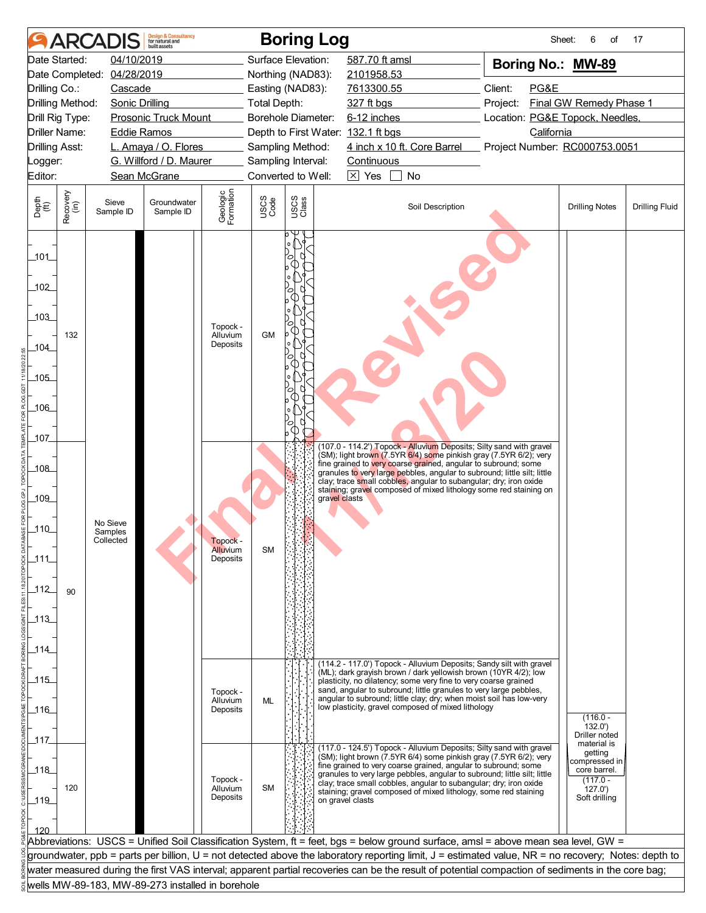# ARCADIS Boring Log

| | | | | | |
|---|---|---|---|---|---|
| Date Started: | 04/10/2019 | Surface Elevation: | 587.70 ft amsl | **Boring No.: MW-89** | |
| Date Completed: | 04/28/2019 | Northing (NAD83): | 2101958.53 | | |
| Drilling Co.: | Cascade | Easting (NAD83): | 7613300.55 | Client: | PG&E |
| Drilling Method: | Sonic Drilling | Total Depth: | 327 ft bgs | Project: | Final GW Remedy Phase 1 |
| Drill Rig Type: | Prosonic Truck Mount | Borehole Diameter: | 6-12 inches | Location: | PG&E Topock, Needles, California |
| Driller Name: | Eddie Ramos | Depth to First Water: | 132.1 ft bgs | | |
| Drilling Asst: | L. Amaya / O. Flores | Sampling Method: | 4 inch x 10 ft. Core Barrel | Project Number: | RC000753.0051 |
| Logger: | G. Willford / D. Maurer | Sampling Interval: | Continuous | | |
| Editor: | Sean McGrane | Converted to Well: | ☒ Yes ☐ No | | |

| Depth (ft) | Recovery (in) | Sieve Sample ID | Groundwater Sample ID | Geologic Formation | USCS Code | Soil Description | Drilling Notes | Drilling Fluid |
|---|---|---|---|---|---|---|---|---|
| 101–107 | 132 | No Sieve Samples Collected | | Topock - Alluvium Deposits | GM | | | |
| 107–114.2 | 90 | | | Topock - Alluvium Deposits | SM | (107.0 - 114.2') Topock - Alluvium Deposits; Silty sand with gravel (SM); light brown (7.5YR 6/4) some pinkish gray (7.5YR 6/2); very fine grained to very coarse grained, angular to subround; some granules to very large pebbles, angular to subround; little silt; little clay; trace small cobbles, angular to subangular; dry; iron oxide staining; gravel composed of mixed lithology some red staining on gravel clasts | | |
| 114.2–117 | | | | Topock - Alluvium Deposits | ML | (114.2 - 117.0') Topock - Alluvium Deposits; Sandy silt with gravel (ML); dark grayish brown / dark yellowish brown (10YR 4/2); low plasticity, no dilatency; some very fine to very coarse grained sand, angular to subround; little granules to very large pebbles, angular to subround; little clay; dry; when moist soil has low-very low plasticity, gravel composed of mixed lithology | (116.0 - 132.0') Driller noted material is getting compressed in core barrel. | |
| 117–120 | 120 | | | Topock - Alluvium Deposits | SM | (117.0 - 124.5') Topock - Alluvium Deposits; Silty sand with gravel (SM); light brown (7.5YR 6/4) some pinkish gray (7.5YR 6/2); very fine grained to very coarse grained, angular to subround; some granules to very large pebbles, angular to subround; little silt; little clay; trace small cobbles, angular to subangular; dry; iron oxide staining; gravel composed of mixed lithology, some red staining on gravel clasts | (117.0 - 127.0') Soft drilling | |

Abbreviations: USCS = Unified Soil Classification System, ft = feet, bgs = below ground surface, amsl = above mean sea level, GW = groundwater, ppb = parts per billion, U = not detected above the laboratory reporting limit, J = estimated value, NR = no recovery; Notes: depth to water measured during the first VAS interval; apparent partial recoveries can be the result of potential compaction of sediments in the core bag; wells MW-89-183, MW-89-273 installed in borehole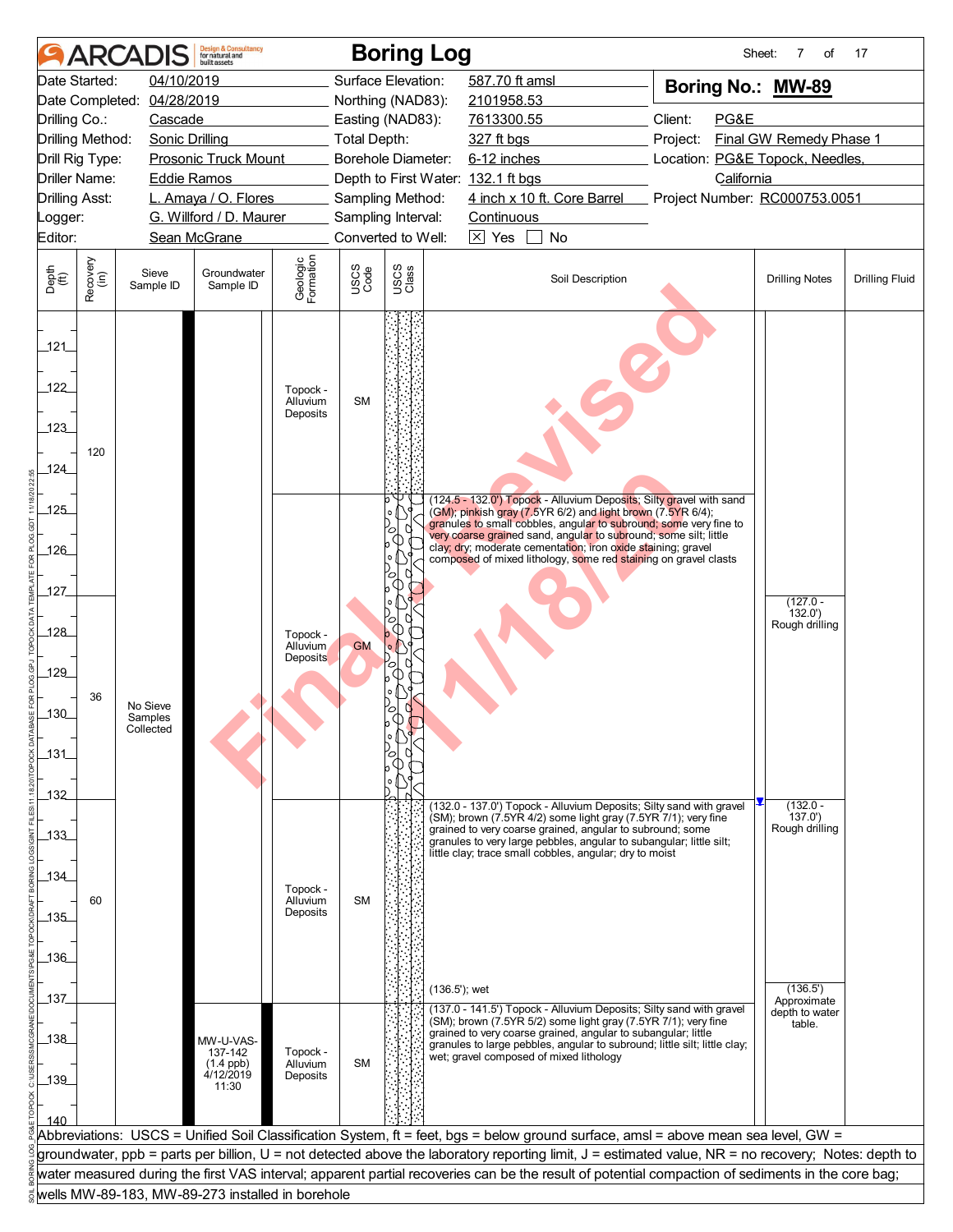# Boring Log

**ARCADIS** Design & Consultancy for natural and built assets

| | | | | | |
|---|---|---|---|---|---|
| Date Started: | 04/10/2019 | Surface Elevation: | 587.70 ft amsl | **Boring No.: MW-89** | |
| Date Completed: | 04/28/2019 | Northing (NAD83): | 2101958.53 | | |
| Drilling Co.: | Cascade | Easting (NAD83): | 7613300.55 | Client: | PG&E |
| Drilling Method: | Sonic Drilling | Total Depth: | 327 ft bgs | Project: | Final GW Remedy Phase 1 |
| Drill Rig Type: | Prosonic Truck Mount | Borehole Diameter: | 6-12 inches | Location: | PG&E Topock, Needles, California |
| Driller Name: | Eddie Ramos | Depth to First Water: | 132.1 ft bgs | | |
| Drilling Asst: | L. Amaya / O. Flores | Sampling Method: | 4 inch x 10 ft. Core Barrel | Project Number: | RC000753.0051 |
| Logger: | G. Willford / D. Maurer | Sampling Interval: | Continuous | | |
| Editor: | Sean McGrane | Converted to Well: | ☒ Yes ☐ No | | |

| Depth (ft) | Recovery (in) | Sieve Sample ID | Groundwater Sample ID | Geologic Formation | USCS Code | Soil Description | Drilling Notes |
|---|---|---|---|---|---|---|---|
| 121–124.5 | 120 | No Sieve Samples Collected | | Topock - Alluvium Deposits | SM | | |
| 124.5–132 | 36 | | | Topock - Alluvium Deposits | GM | (124.5 - 132.0') Topock - Alluvium Deposits; Silty gravel with sand (GM); pinkish gray (7.5YR 6/2) and light brown (7.5YR 6/4); granules to small cobbles, angular to subround; some very fine to very coarse grained sand, angular to subround; some silt; little clay; dry; moderate cementation; iron oxide staining; gravel composed of mixed lithology, some red staining on gravel clasts | (127.0 - 132.0') Rough drilling |
| 132–137 | 60 | | | Topock - Alluvium Deposits | SM | (132.0 - 137.0') Topock - Alluvium Deposits; Silty sand with gravel (SM); brown (7.5YR 4/2) some light gray (7.5YR 7/1); very fine grained to very coarse grained, angular to subround; some granules to very large pebbles, angular to subangular; little silt; little clay; trace small cobbles, angular; dry to moist<br>(136.5'); wet | (132.0 - 137.0') Rough drilling<br>(136.5') Approximate depth to water table. |
| 137–140 | | | MW-U-VAS-137-142 (1.4 ppb) 4/12/2019 11:30 | Topock - Alluvium Deposits | SM | (137.0 - 141.5') Topock - Alluvium Deposits; Silty sand with gravel (SM); brown (7.5YR 5/2) some light gray (7.5YR 7/1); very fine grained to very coarse grained, angular to subangular; little granules to large pebbles, angular to subround; little silt; little clay; wet; gravel composed of mixed lithology | |

Abbreviations: USCS = Unified Soil Classification System, ft = feet, bgs = below ground surface, amsl = above mean sea level, GW = groundwater, ppb = parts per billion, U = not detected above the laboratory reporting limit, J = estimated value, NR = no recovery; Notes: depth to water measured during the first VAS interval; apparent partial recoveries can be the result of potential compaction of sediments in the core bag; wells MW-89-183, MW-89-273 installed in borehole

Final Revised 11/18/20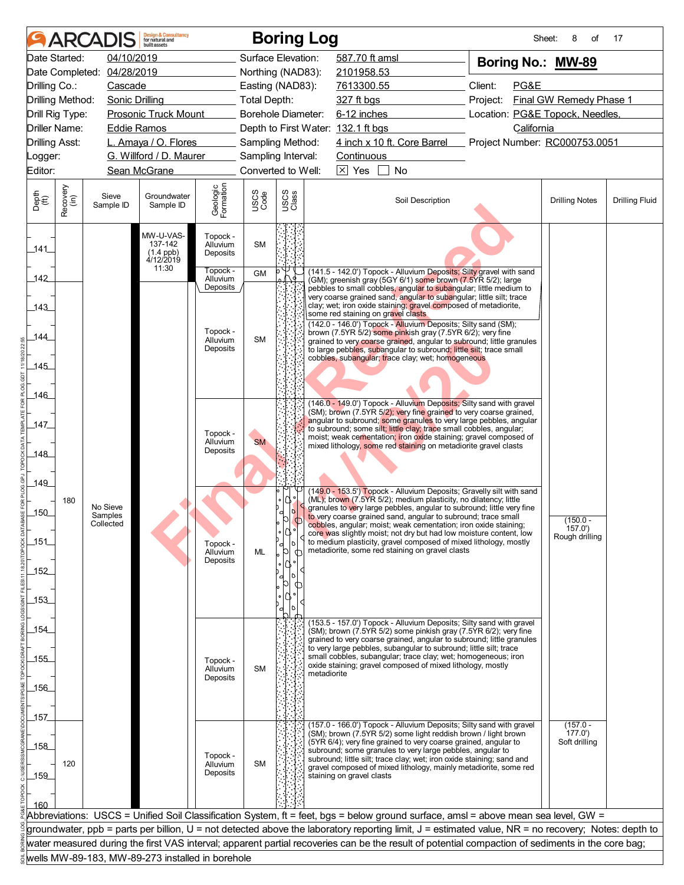# ARCADIS Boring Log

Sheet: 8 of 17

| | | | |
|---|---|---|---|
| Date Started: | 04/10/2019 | Surface Elevation: | 587.70 ft amsl |
| Date Completed: | 04/28/2019 | Northing (NAD83): | 2101958.53 |
| Drilling Co.: | Cascade | Easting (NAD83): | 7613300.55 |
| Drilling Method: | Sonic Drilling | Total Depth: | 327 ft bgs |
| Drill Rig Type: | Prosonic Truck Mount | Borehole Diameter: | 6-12 inches |
| Driller Name: | Eddie Ramos | Depth to First Water: | 132.1 ft bgs |
| Drilling Asst: | L. Amaya / O. Flores | Sampling Method: | 4 inch x 10 ft. Core Barrel |
| Logger: | G. Willford / D. Maurer | Sampling Interval: | Continuous |
| Editor: | Sean McGrane | Converted to Well: | ☒ Yes ☐ No |

**Boring No.: MW-89**

Client: PG&E
Project: Final GW Remedy Phase 1
Location: PG&E Topock, Needles, California
Project Number: RC000753.0051

| Depth (ft) | Recovery (in) | Sieve Sample ID | Groundwater Sample ID | Geologic Formation | USCS Code | Soil Description | Drilling Notes | Drilling Fluid |
|---|---|---|---|---|---|---|---|---|
| 141 | | | MW-U-VAS-137-142 (1.4 ppb) 4/12/2019 11:30 | Topock - Alluvium Deposits | SM | | | |
| 141.5 - 142.0 | | | | Topock - Alluvium Deposits | GM | (141.5 - 142.0') Topock - Alluvium Deposits; Silty gravel with sand (GM); greenish gray (5GY 6/1) some brown (7.5YR 5/2); large pebbles to small cobbles, angular to subangular; little medium to very coarse grained sand, angular to subangular; little silt; trace clay; wet; iron oxide staining; gravel composed of metadiorite, some red staining on gravel clasts | | |
| 142.0 - 146.0 | 180 | No Sieve Samples Collected | | Topock - Alluvium Deposits | SM | (142.0 - 146.0') Topock - Alluvium Deposits; Silty sand (SM); brown (7.5YR 5/2) some pinkish gray (7.5YR 6/2); very fine grained to very coarse grained, angular to subround; little granules to large pebbles, subangular to subround; little silt; trace small cobbles, subangular; trace clay; wet; homogeneous | | |
| 146.0 - 149.0 | | | | Topock - Alluvium Deposits | SM | (146.0 - 149.0') Topock - Alluvium Deposits; Silty sand with gravel (SM); brown (7.5YR 5/2); very fine grained to very coarse grained, angular to subround; some granules to very large pebbles, angular to subround; some silt; little clay; trace small cobbles, angular; moist; weak cementation; iron oxide staining; gravel composed of mixed lithology, some red staining on metadiorite gravel clasts | | |
| 149.0 - 153.5 | | | | Topock - Alluvium Deposits | ML | (149.0 - 153.5') Topock - Alluvium Deposits; Gravelly silt with sand (ML); brown (7.5YR 5/2); medium plasticity, no dilatency; little granules to very large pebbles, angular to subround; little very fine to very coarse grained sand, angular to subround; trace small cobbles, angular; moist; weak cementation; iron oxide staining; core was slightly moist; not dry but had low moisture content, low to medium plasticity, gravel composed of mixed lithology, mostly metadiorite, some red staining on gravel clasts | (150.0 - 157.0') Rough drilling | |
| 153.5 - 157.0 | | | | Topock - Alluvium Deposits | SM | (153.5 - 157.0') Topock - Alluvium Deposits; Silty sand with gravel (SM); brown (7.5YR 5/2) some pinkish gray (7.5YR 6/2); very fine grained to very coarse grained, angular to subround; little granules to very large pebbles, subangular to subround; little silt; trace small cobbles, subangular; trace clay; wet; homogeneous; iron oxide staining; gravel composed of mixed lithology, mostly metadiorite | | |
| 157.0 - 160 | 120 | | | Topock - Alluvium Deposits | SM | (157.0 - 166.0') Topock - Alluvium Deposits; Silty sand with gravel (SM); brown (7.5YR 5/2) some light reddish brown / light brown (5YR 6/4); very fine grained to very coarse grained, angular to subround; some granules to very large pebbles, angular to subround; little silt; trace clay; wet; iron oxide staining; sand and gravel composed of mixed lithology, mainly metadiorite, some red staining on gravel clasts | (157.0 - 177.0') Soft drilling | |

Abbreviations: USCS = Unified Soil Classification System, ft = feet, bgs = below ground surface, amsl = above mean sea level, GW = groundwater, ppb = parts per billion, U = not detected above the laboratory reporting limit, J = estimated value, NR = no recovery; Notes: depth to water measured during the first VAS interval; apparent partial recoveries can be the result of potential compaction of sediments in the core bag; wells MW-89-183, MW-89-273 installed in borehole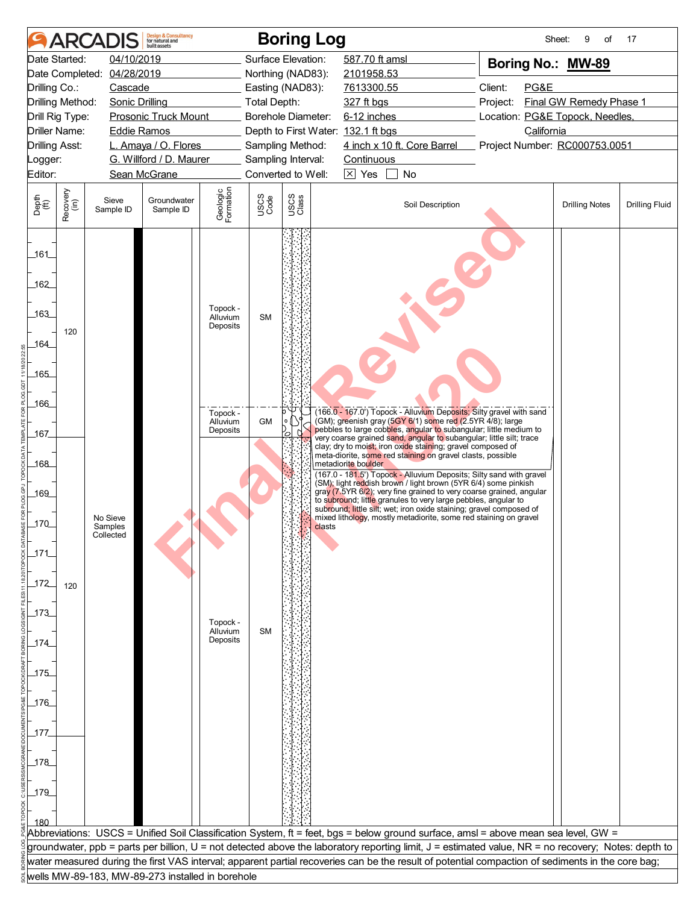# ARCADIS Boring Log

**Boring No.: MW-89**

| | | | | | |
|---|---|---|---|---|---|
| Date Started: | 04/10/2019 | Surface Elevation: | 587.70 ft amsl | Client: | PG&E |
| Date Completed: | 04/28/2019 | Northing (NAD83): | 2101958.53 | Project: | Final GW Remedy Phase 1 |
| Drilling Co.: | Cascade | Easting (NAD83): | 7613300.55 | Location: | PG&E Topock, Needles, California |
| Drilling Method: | Sonic Drilling | Total Depth: | 327 ft bgs | Project Number: | RC000753.0051 |
| Drill Rig Type: | Prosonic Truck Mount | Borehole Diameter: | 6-12 inches | | |
| Driller Name: | Eddie Ramos | Depth to First Water: | 132.1 ft bgs | | |
| Drilling Asst: | L. Amaya / O. Flores | Sampling Method: | 4 inch x 10 ft. Core Barrel | | |
| Logger: | G. Willford / D. Maurer | Sampling Interval: | Continuous | | |
| Editor: | Sean McGrane | Converted to Well: | ☒ Yes ☐ No | | |

| Depth (ft) | Recovery (in) | Sieve Sample ID | Groundwater Sample ID | Geologic Formation | USCS Code | Soil Description | Drilling Notes | Drilling Fluid |
|---|---|---|---|---|---|---|---|---|
| 161–166 | 120 | No Sieve Samples Collected | | Topock - Alluvium Deposits | SM | | | |
| 166–167 | | | | Topock - Alluvium Deposits | GM | (166.0 - 167.0') Topock - Alluvium Deposits; Silty gravel with sand (GM); greenish gray (5GY 6/1) some red (2.5YR 4/8); large pebbles to large cobbles, angular to subangular; little medium to very coarse grained sand, angular to subangular; little silt; trace clay; dry to moist; iron oxide staining; gravel composed of meta-diorite, some red staining on gravel clasts, possible metadiorite boulder | | |
| 167–180 | 120 | | | Topock - Alluvium Deposits | SM | (167.0 - 181.5') Topock - Alluvium Deposits; Silty sand with gravel (SM); light reddish brown / light brown (5YR 6/4) some pinkish gray (7.5YR 6/2); very fine grained to very coarse grained, angular to subround; little granules to very large pebbles, angular to subround; little silt; wet; iron oxide staining; gravel composed of mixed lithology, mostly metadiorite, some red staining on gravel clasts | | |

Abbreviations: USCS = Unified Soil Classification System, ft = feet, bgs = below ground surface, amsl = above mean sea level, GW = groundwater, ppb = parts per billion, U = not detected above the laboratory reporting limit, J = estimated value, NR = no recovery; Notes: depth to water measured during the first VAS interval; apparent partial recoveries can be the result of potential compaction of sediments in the core bag; wells MW-89-183, MW-89-273 installed in borehole

Final Revised 11/18/20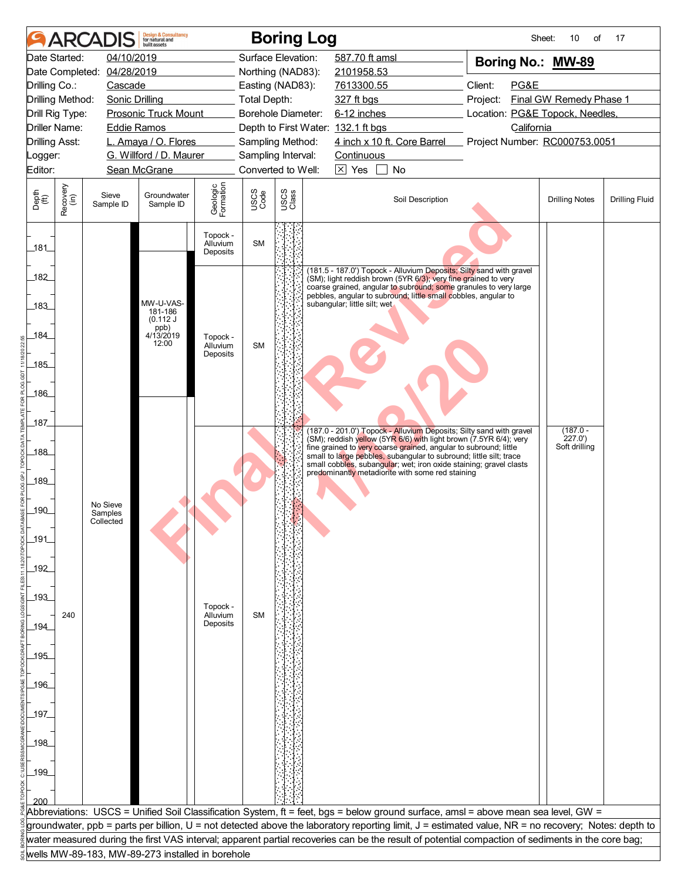# ARCADIS Boring Log

**Boring No.: MW-89**

| | | | |
|---|---|---|---|
| Date Started: | 04/10/2019 | Surface Elevation: | 587.70 ft amsl |
| Date Completed: | 04/28/2019 | Northing (NAD83): | 2101958.53 |
| Drilling Co.: | Cascade | Easting (NAD83): | 7613300.55 |
| Drilling Method: | Sonic Drilling | Total Depth: | 327 ft bgs |
| Drill Rig Type: | Prosonic Truck Mount | Borehole Diameter: | 6-12 inches |
| Driller Name: | Eddie Ramos | Depth to First Water: | 132.1 ft bgs |
| Drilling Asst: | L. Amaya / O. Flores | Sampling Method: | 4 inch x 10 ft. Core Barrel |
| Logger: | G. Willford / D. Maurer | Sampling Interval: | Continuous |
| Editor: | Sean McGrane | Converted to Well: | ☒ Yes ☐ No |

Client: PG&E
Project: Final GW Remedy Phase 1
Location: PG&E Topock, Needles, California
Project Number: RC000753.0051

| Depth (ft) | Recovery (in) | Sieve Sample ID | Groundwater Sample ID | Geologic Formation | USCS Code | USCS Class | Soil Description | Drilling Notes | Drilling Fluid |
|---|---|---|---|---|---|---|---|---|---|
| 181 | | | | Topock - Alluvium Deposits | SM | | | | |
| 181.5–187 | | | MW-U-VAS-181-186 (0.112 J ppb) 4/13/2019 12:00 | Topock - Alluvium Deposits | SM | | (181.5 - 187.0') Topock - Alluvium Deposits; Silty sand with gravel (SM); light reddish brown (5YR 6/3); very fine grained to very coarse grained, angular to subround; some granules to very large pebbles, angular to subround; little small cobbles, angular to subangular; little silt; wet | | |
| 187–200 | 240 | No Sieve Samples Collected | | Topock - Alluvium Deposits | SM | | (187.0 - 201.0') Topock - Alluvium Deposits; Silty sand with gravel (SM); reddish yellow (5YR 6/6) with light brown (7.5YR 6/4); very fine grained to very coarse grained, angular to subround; little small to large pebbles, subangular to subround; little silt; trace small cobbles, subangular; wet; iron oxide staining; gravel clasts predominantly metadiorite with some red staining | (187.0 - 227.0') Soft drilling | |

Abbreviations: USCS = Unified Soil Classification System, ft = feet, bgs = below ground surface, amsl = above mean sea level, GW = groundwater, ppb = parts per billion, U = not detected above the laboratory reporting limit, J = estimated value, NR = no recovery; Notes: depth to water measured during the first VAS interval; apparent partial recoveries can be the result of potential compaction of sediments in the core bag; wells MW-89-183, MW-89-273 installed in borehole

Final - Revised 11/18/20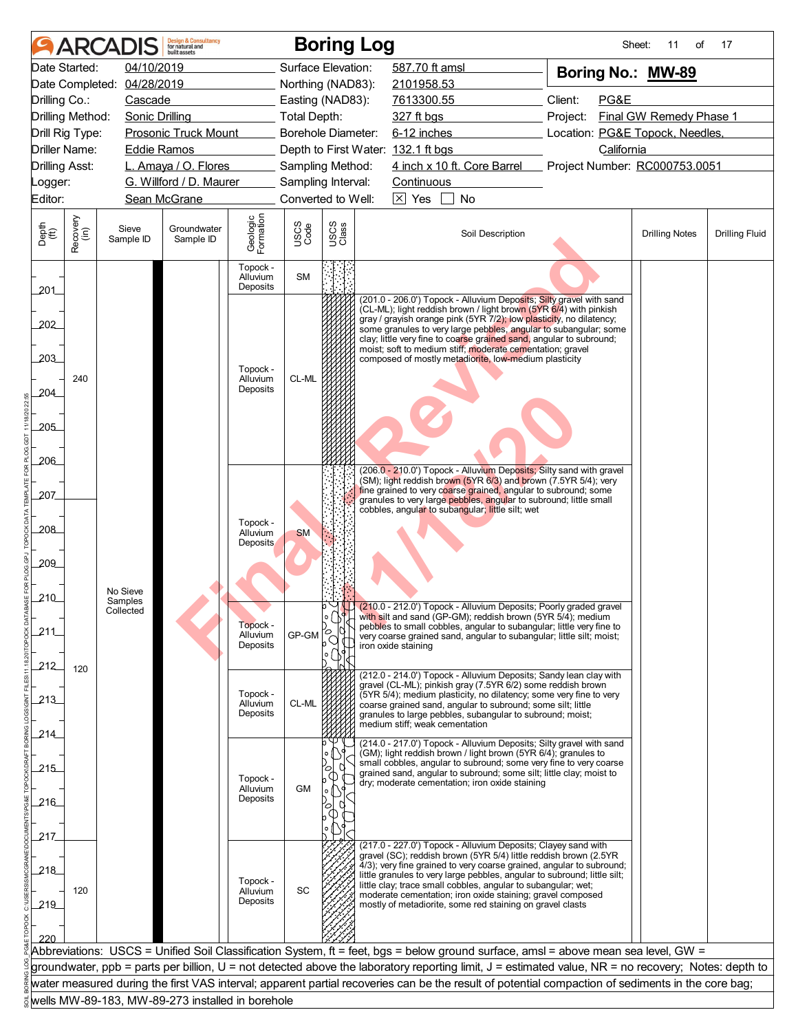# ARCADIS Boring Log

| | | | | | |
|---|---|---|---|---|---|
| Date Started: | 04/10/2019 | Surface Elevation: | 587.70 ft amsl | **Boring No.: MW-89** | |
| Date Completed: | 04/28/2019 | Northing (NAD83): | 2101958.53 | | |
| Drilling Co.: | Cascade | Easting (NAD83): | 7613300.55 | Client: | PG&E |
| Drilling Method: | Sonic Drilling | Total Depth: | 327 ft bgs | Project: | Final GW Remedy Phase 1 |
| Drill Rig Type: | Prosonic Truck Mount | Borehole Diameter: | 6-12 inches | Location: | PG&E Topock, Needles, California |
| Driller Name: | Eddie Ramos | Depth to First Water: | 132.1 ft bgs | | |
| Drilling Asst: | L. Amaya / O. Flores | Sampling Method: | 4 inch x 10 ft. Core Barrel | Project Number: | RC000753.0051 |
| Logger: | G. Willford / D. Maurer | Sampling Interval: | Continuous | | |
| Editor: | Sean McGrane | Converted to Well: | [X] Yes [ ] No | | |

| Depth (ft) | Recovery (in) | Sieve Sample ID | Groundwater Sample ID | Geologic Formation | USCS Code | Soil Description | Drilling Notes | Drilling Fluid |
|---|---|---|---|---|---|---|---|---|
| 200-201 | | | | Topock - Alluvium Deposits | SM | | | |
| 201-206 | 240 | | | Topock - Alluvium Deposits | CL-ML | (201.0 - 206.0') Topock - Alluvium Deposits; Silty gravel with sand (CL-ML); light reddish brown / light brown (5YR 6/4) with pinkish gray / grayish orange pink (5YR 7/2); low plasticity, no dilatency; some granules to very large pebbles, angular to subangular; some clay; little very fine to coarse grained sand, angular to subround; moist; soft to medium stiff; moderate cementation; gravel composed of mostly metadiorite, low-medium plasticity | | |
| 206-210 | | | | Topock - Alluvium Deposits | SM | (206.0 - 210.0') Topock - Alluvium Deposits; Silty sand with gravel (SM); light reddish brown (5YR 6/3) and brown (7.5YR 5/4); very fine grained to very coarse grained, angular to subround; some granules to very large pebbles, angular to subround; little small cobbles, angular to subangular; little silt; wet | | |
| 210-212 | 120 | No Sieve Samples Collected | | Topock - Alluvium Deposits | GP-GM | (210.0 - 212.0') Topock - Alluvium Deposits; Poorly graded gravel with silt and sand (GP-GM); reddish brown (5YR 5/4); medium pebbles to small cobbles, angular to subangular; little very fine to very coarse grained sand, angular to subangular; little silt; moist; iron oxide staining | | |
| 212-214 | | | | Topock - Alluvium Deposits | CL-ML | (212.0 - 214.0') Topock - Alluvium Deposits; Sandy lean clay with gravel (CL-ML); pinkish gray (7.5YR 6/2) some reddish brown (5YR 5/4); medium plasticity, no dilatency; some very fine to very coarse grained sand, angular to subround; some silt; little granules to large pebbles, subangular to subround; moist; medium stiff; weak cementation | | |
| 214-217 | | | | Topock - Alluvium Deposits | GM | (214.0 - 217.0') Topock - Alluvium Deposits; Silty gravel with sand (GM); light reddish brown / light brown (5YR 6/4); granules to small cobbles, angular to subround; some very fine to very coarse grained sand, angular to subround; some silt, little clay; moist to dry; moderate cementation; iron oxide staining | | |
| 217-220 | 120 | | | Topock - Alluvium Deposits | SC | (217.0 - 227.0') Topock - Alluvium Deposits; Clayey sand with gravel (SC); reddish brown (5YR 5/4) little reddish brown (2.5YR 4/3); very fine grained to very coarse grained, angular to subround; little granules to very large pebbles, angular to subround; little silt; little clay; trace small cobbles, angular to subangular; wet; moderate cementation; iron oxide staining; gravel composed mostly of metadiorite, some red staining on gravel clasts | | |

Abbreviations: USCS = Unified Soil Classification System, ft = feet, bgs = below ground surface, amsl = above mean sea level, GW = groundwater, ppb = parts per billion, U = not detected above the laboratory reporting limit, J = estimated value, NR = no recovery; Notes: depth to water measured during the first VAS interval; apparent partial recoveries can be the result of potential compaction of sediments in the core bag; wells MW-89-183, MW-89-273 installed in borehole

Final - Revised 11/18/20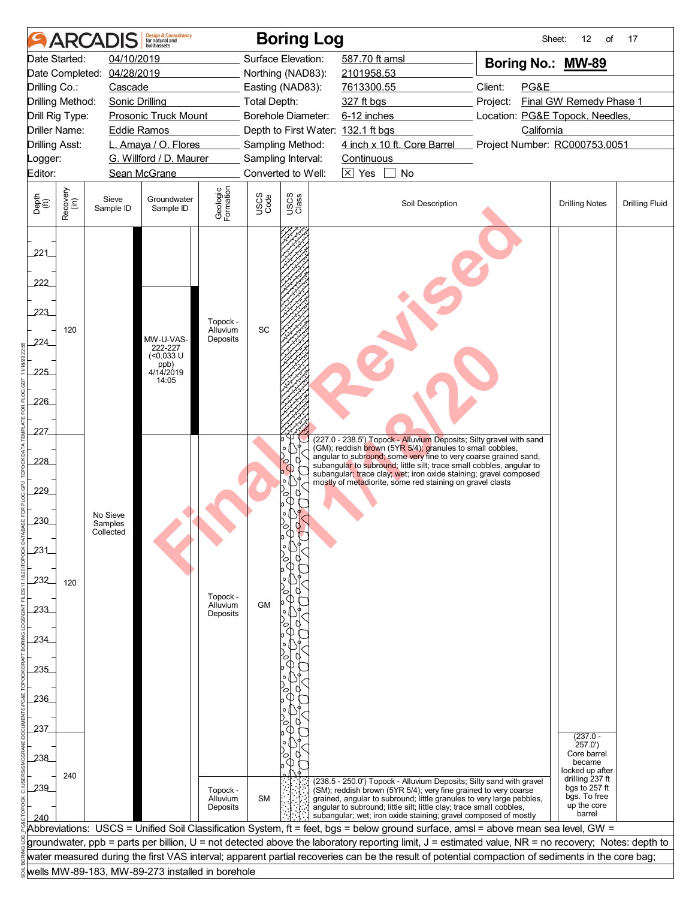# ARCADIS Boring Log

Sheet: 12 of 17

| | | | |
|---|---|---|---|
| Date Started: | 04/10/2019 | Surface Elevation: | 587.70 ft amsl |
| Date Completed: | 04/28/2019 | Northing (NAD83): | 2101958.53 |
| Drilling Co.: | Cascade | Easting (NAD83): | 7613300.55 |
| Drilling Method: | Sonic Drilling | Total Depth: | 327 ft bgs |
| Drill Rig Type: | Prosonic Truck Mount | Borehole Diameter: | 6-12 inches |
| Driller Name: | Eddie Ramos | Depth to First Water: | 132.1 ft bgs |
| Drilling Asst: | L. Amaya / O. Flores | Sampling Method: | 4 inch x 10 ft. Core Barrel |
| Logger: | G. Willford / D. Maurer | Sampling Interval: | Continuous |
| Editor: | Sean McGrane | Converted to Well: | [X] Yes [ ] No |

**Boring No.: MW-89**

Client: PG&E
Project: Final GW Remedy Phase 1
Location: PG&E Topock, Needles, California
Project Number: RC000753.0051

| Depth (ft) | Recovery (in) | Sieve Sample ID | Groundwater Sample ID | Geologic Formation | USCS Code | USCS Class | Soil Description | Drilling Notes | Drilling Fluid |
|---|---|---|---|---|---|---|---|---|---|
| 221–227 | 120 | | MW-U-VAS-222-227 (<0.033 U ppb) 4/14/2019 14:05 | Topock - Alluvium Deposits | SC | | | | |
| 227–237 | 120 | No Sieve Samples Collected | | Topock - Alluvium Deposits | GM | | (227.0 - 238.5') Topock - Alluvium Deposits; Silty gravel with sand (GM); reddish brown (5YR 5/4); granules to small cobbles, angular to subround; some very fine to very coarse grained sand, subangular to subround; little silt; trace small cobbles, angular to subangular; trace clay; wet; iron oxide staining; gravel composed mostly of metadiorite, some red staining on gravel clasts | | |
| 237–240 | 240 | | | Topock - Alluvium Deposits | SM | | (238.5 - 250.0') Topock - Alluvium Deposits; Silty sand with gravel (SM); reddish brown (5YR 5/4); very fine grained to very coarse grained, angular to subround; little granules to very large pebbles, angular to subround; little silt; little clay; trace small cobbles, subangular; wet; iron oxide staining; gravel composed of mostly | (237.0 - 257.0') Core barrel became locked up after drilling 237 ft bgs to 257 ft bgs. To free up the core barrel | |

Abbreviations: USCS = Unified Soil Classification System, ft = feet, bgs = below ground surface, amsl = above mean sea level, GW = groundwater, ppb = parts per billion, U = not detected above the laboratory reporting limit, J = estimated value, NR = no recovery; Notes: depth to water measured during the first VAS interval; apparent partial recoveries can be the result of potential compaction of sediments in the core bag; wells MW-89-183, MW-89-273 installed in borehole

Final Revised 11/18/20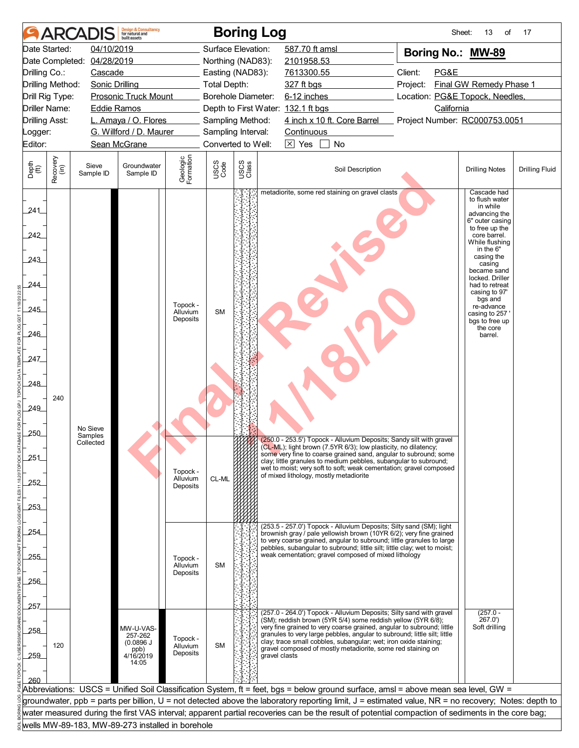# ARCADIS Boring Log

| | | | |
|---|---|---|---|
| Date Started: | 04/10/2019 | Surface Elevation: | 587.70 ft amsl |
| Date Completed: | 04/28/2019 | Northing (NAD83): | 2101958.53 |
| Drilling Co.: | Cascade | Easting (NAD83): | 7613300.55 |
| Drilling Method: | Sonic Drilling | Total Depth: | 327 ft bgs |
| Drill Rig Type: | Prosonic Truck Mount | Borehole Diameter: | 6-12 inches |
| Driller Name: | Eddie Ramos | Depth to First Water: | 132.1 ft bgs |
| Drilling Asst: | L. Amaya / O. Flores | Sampling Method: | 4 inch x 10 ft. Core Barrel |
| Logger: | G. Willford / D. Maurer | Sampling Interval: | Continuous |
| Editor: | Sean McGrane | Converted to Well: | ☒ Yes ☐ No |

**Boring No.: MW-89**

Client: PG&E
Project: Final GW Remedy Phase 1
Location: PG&E Topock, Needles, California
Project Number: RC000753.0051

| Depth (ft) | Recovery (in) | Sieve Sample ID | Groundwater Sample ID | Geologic Formation | USCS Code | Soil Description | Drilling Notes | Drilling Fluid |
|---|---|---|---|---|---|---|---|---|
| 240 - 250 | 240 | No Sieve Samples Collected | | Topock - Alluvium Deposits | SM | metadiorite, some red staining on gravel clasts | Cascade had to flush water in while advancing the 6" outer casing to free up the core barrel. While flushing in the 6" casing the casing became sand locked. Driller had to retreat casing to 97' bgs and re-advance casing to 257 ' bgs to free up the core barrel. | |
| 250 - 253.5 | | | | Topock - Alluvium Deposits | CL-ML | (250.0 - 253.5') Topock - Alluvium Deposits; Sandy silt with gravel (CL-ML); light brown (7.5YR 6/3); low plasticity, no dilatency; some very fine to coarse grained sand, angular to subround; some clay; little granules to medium pebbles, subangular to subround; wet to moist; very soft to soft; weak cementation; gravel composed of mixed lithology, mostly metadiorite | | |
| 253.5 - 257 | | | | Topock - Alluvium Deposits | SM | (253.5 - 257.0') Topock - Alluvium Deposits; Silty sand (SM); light brownish gray / pale yellowish brown (10YR 6/2); very fine grained to very coarse grained, angular to subround; little granules to large pebbles, subangular to subround; little silt; little clay; wet to moist; weak cementation; gravel composed of mixed lithology | | |
| 257 - 260 | 120 | | MW-U-VAS-257-262 (0.0896 J ppb) 4/16/2019 14:05 | Topock - Alluvium Deposits | SM | (257.0 - 264.0') Topock - Alluvium Deposits; Silty sand with gravel (SM); reddish brown (5YR 5/4) some reddish yellow (5YR 6/8); very fine grained to very coarse grained, angular to subround; little granules to very large pebbles, angular to subround; little silt; little clay; trace small cobbles, subangular; wet; iron oxide staining; gravel composed of mostly metadiorite, some red staining on gravel clasts | (257.0 - 267.0') Soft drilling | |

Abbreviations: USCS = Unified Soil Classification System, ft = feet, bgs = below ground surface, amsl = above mean sea level, GW = groundwater, ppb = parts per billion, U = not detected above the laboratory reporting limit, J = estimated value, NR = no recovery; Notes: depth to water measured during the first VAS interval; apparent partial recoveries can be the result of potential compaction of sediments in the core bag; wells MW-89-183, MW-89-273 installed in borehole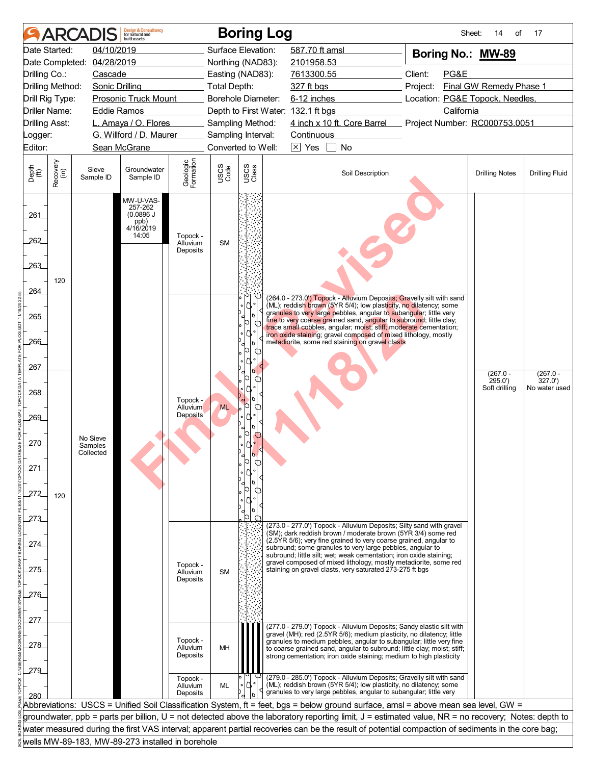# ARCADIS Boring Log

Sheet: 14 of 17

| | | | |
|---|---|---|---|
| Date Started: | 04/10/2019 | Surface Elevation: | 587.70 ft amsl |
| Date Completed: | 04/28/2019 | Northing (NAD83): | 2101958.53 |
| Drilling Co.: | Cascade | Easting (NAD83): | 7613300.55 |
| Drilling Method: | Sonic Drilling | Total Depth: | 327 ft bgs |
| Drill Rig Type: | Prosonic Truck Mount | Borehole Diameter: | 6-12 inches |
| Driller Name: | Eddie Ramos | Depth to First Water: | 132.1 ft bgs |
| Drilling Asst: | L. Amaya / O. Flores | Sampling Method: | 4 inch x 10 ft. Core Barrel |
| Logger: | G. Willford / D. Maurer | Sampling Interval: | Continuous |
| Editor: | Sean McGrane | Converted to Well: | [X] Yes [ ] No |

**Boring No.: MW-89**

Client: PG&E
Project: Final GW Remedy Phase 1
Location: PG&E Topock, Needles, California
Project Number: RC000753.0051

| Depth (ft) | Recovery (in) | Sieve Sample ID | Groundwater Sample ID | Geologic Formation | USCS Code | Soil Description | Drilling Notes | Drilling Fluid |
|---|---|---|---|---|---|---|---|---|
| 260–264 | 120 | No Sieve Samples Collected | MW-U-VAS-257-262 (0.0896 J ppb) 4/16/2019 14:05 | Topock - Alluvium Deposits | SM | | | |
| 264–273 | 120 | | | Topock - Alluvium Deposits | ML | (264.0 - 273.0') Topock - Alluvium Deposits; Gravelly silt with sand (ML); reddish brown (5YR 5/4); low plasticity, no dilatency; some granules to very large pebbles, angular to subangular; little very fine to very coarse grained sand, angular to subround; little clay; trace small cobbles, angular; moist; stiff; moderate cementation; iron oxide staining; gravel composed of mixed lithology, mostly metadiorite, some red staining on gravel clasts | (267.0 - 295.0') Soft drilling | (267.0 - 327.0') No water used |
| 273–277 | | | | Topock - Alluvium Deposits | SM | (273.0 - 277.0') Topock - Alluvium Deposits; Silty sand with gravel (SM); dark reddish brown / moderate brown (5YR 3/4) some red (2.5YR 5/6); very fine grained to very coarse grained, angular to subround; some granules to very large pebbles, angular to subround; little silt; wet; weak cementation; iron oxide staining; gravel composed of mixed lithology, mostly metadiorite, some red staining on gravel clasts, very saturated 273-275 ft bgs | | |
| 277–279 | | | | Topock - Alluvium Deposits | MH | (277.0 - 279.0') Topock - Alluvium Deposits; Sandy elastic silt with gravel (MH); red (2.5YR 5/6); medium plasticity, no dilatency; little granules to medium pebbles, angular to subangular; little very fine to coarse grained sand, angular to subround; little clay; moist; stiff; strong cementation; iron oxide staining; medium to high plasticity | | |
| 279–280 | | | | Topock - Alluvium Deposits | ML | (279.0 - 285.0') Topock - Alluvium Deposits; Gravelly silt with sand (ML); reddish brown (5YR 5/4); low plasticity, no dilatency; some granules to very large pebbles, angular to subangular; little very | | |

Abbreviations: USCS = Unified Soil Classification System, ft = feet, bgs = below ground surface, amsl = above mean sea level, GW = groundwater, ppb = parts per billion, U = not detected above the laboratory reporting limit, J = estimated value, NR = no recovery; Notes: depth to water measured during the first VAS interval; apparent partial recoveries can be the result of potential compaction of sediments in the core bag; wells MW-89-183, MW-89-273 installed in borehole

Final - Revised 11/18/20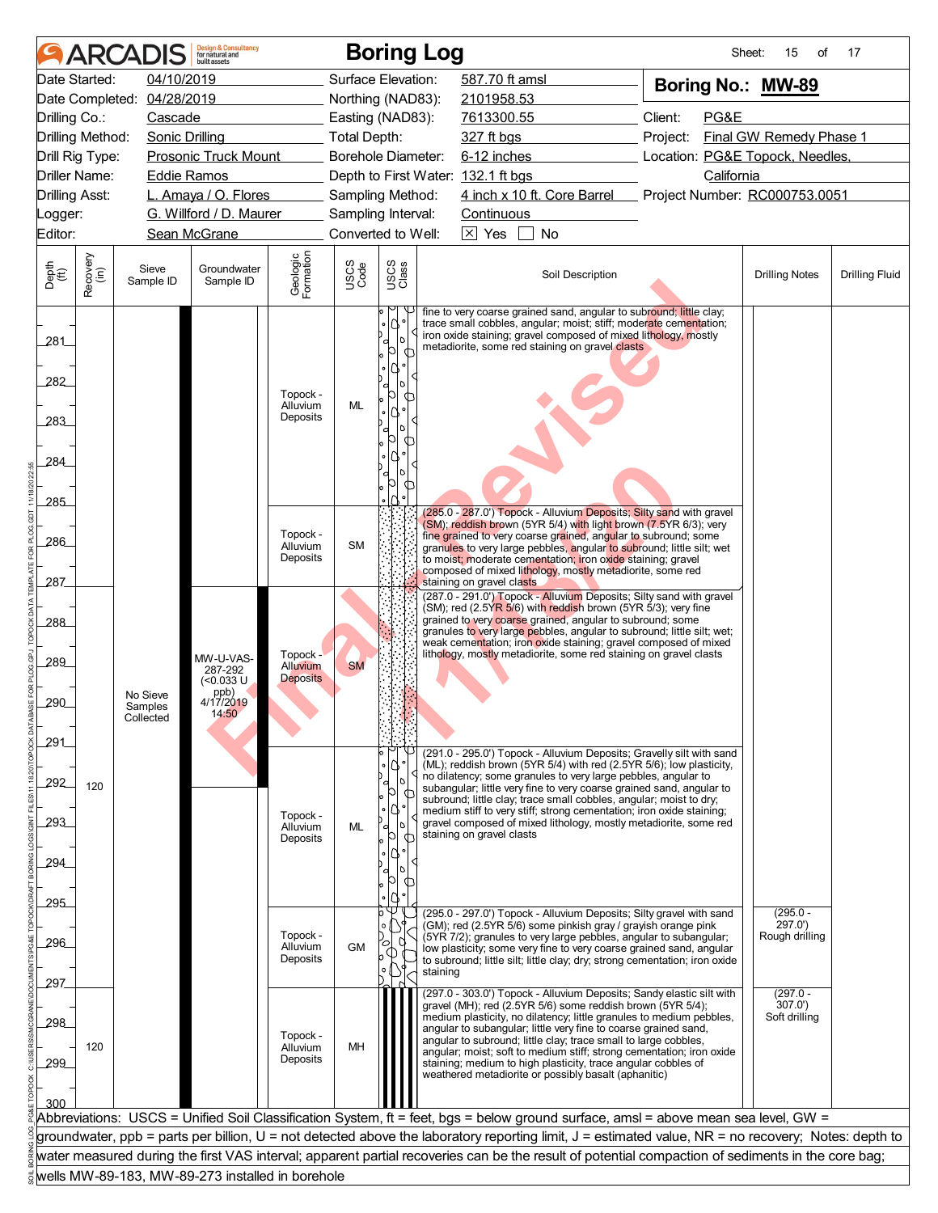# ARCADIS — Boring Log

Sheet: 15 of 17

**Boring No.: MW-89**

| | | | |
|---|---|---|---|
| Date Started: | 04/10/2019 | Surface Elevation: | 587.70 ft amsl |
| Date Completed: | 04/28/2019 | Northing (NAD83): | 2101958.53 |
| Drilling Co.: | Cascade | Easting (NAD83): | 7613300.55 |
| Drilling Method: | Sonic Drilling | Total Depth: | 327 ft bgs |
| Drill Rig Type: | Prosonic Truck Mount | Borehole Diameter: | 6-12 inches |
| Driller Name: | Eddie Ramos | Depth to First Water: | 132.1 ft bgs |
| Drilling Asst: | L. Amaya / O. Flores | Sampling Method: | 4 inch x 10 ft. Core Barrel |
| Logger: | G. Willford / D. Maurer | Sampling Interval: | Continuous |
| Editor: | Sean McGrane | Converted to Well: | [X] Yes [ ] No |

Client: PG&E
Project: Final GW Remedy Phase 1
Location: PG&E Topock, Needles, California
Project Number: RC000753.0051

| Depth (ft) | Recovery (in) | Sieve Sample ID | Groundwater Sample ID | Geologic Formation | USCS Code | Soil Description | Drilling Notes | Drilling Fluid |
|---|---|---|---|---|---|---|---|---|
| 280–285 | | | | Topock - Alluvium Deposits | ML | fine to very coarse grained sand, angular to subround; little clay; trace small cobbles, angular; moist; stiff; moderate cementation; iron oxide staining; gravel composed of mixed lithology, mostly metadiorite, some red staining on gravel clasts | | |
| 285–287 | | | | Topock - Alluvium Deposits | SM | (285.0 - 287.0') Topock - Alluvium Deposits; Silty sand with gravel (SM); reddish brown (5YR 5/4) with light brown (7.5YR 6/3); very fine grained to very coarse grained, angular to subround; some granules to very large pebbles, angular to subround; little silt; wet to moist; moderate cementation; iron oxide staining; gravel composed of mixed lithology, mostly metadiorite, some red staining on gravel clasts | | |
| 287–291 | 120 | No Sieve Samples Collected | MW-U-VAS-287-292 (<0.033 U ppb) 4/17/2019 14:50 | Topock - Alluvium Deposits | SM | (287.0 - 291.0') Topock - Alluvium Deposits; Silty sand with gravel (SM); red (2.5YR 5/6) with reddish brown (5YR 5/3); very fine grained to very coarse grained, angular to subround; some granules to very large pebbles, angular to subround; little silt; wet; weak cementation; iron oxide staining; gravel composed of mixed lithology, mostly metadiorite, some red staining on gravel clasts | | |
| 291–295 | | | | Topock - Alluvium Deposits | ML | (291.0 - 295.0') Topock - Alluvium Deposits; Gravelly silt with sand (ML); reddish brown (5YR 5/4) with red (2.5YR 5/6); low plasticity, no dilatency; some granules to very large pebbles, angular to subangular; little very fine to very coarse grained sand, angular to subround; little clay; trace small cobbles, angular; moist to dry; medium stiff to very stiff; strong cementation; iron oxide staining; gravel composed of mixed lithology, mostly metadiorite, some red staining on gravel clasts | | |
| 295–297 | | | | Topock - Alluvium Deposits | GM | (295.0 - 297.0') Topock - Alluvium Deposits; Silty gravel with sand (GM); red (2.5YR 5/6) some pinkish gray / grayish orange pink (5YR 7/2); granules to very large pebbles, angular to subangular; low plasticity; some very fine to very coarse grained sand, angular to subround; little silt; little clay; dry; strong cementation; iron oxide staining | (295.0 - 297.0') Rough drilling | |
| 297–300 | 120 | | | Topock - Alluvium Deposits | MH | (297.0 - 303.0') Topock - Alluvium Deposits; Sandy elastic silt with gravel (MH); red (2.5YR 5/6) some reddish brown (5YR 5/4); medium plasticity, no dilatency; little granules to medium pebbles, angular to subangular; little very fine to coarse grained sand, angular to subround; little clay; trace small to large cobbles, angular; moist; soft to medium stiff; strong cementation; iron oxide staining; medium to high plasticity, trace angular cobbles of weathered metadiorite or possibly basalt (aphanitic) | (297.0 - 307.0') Soft drilling | |

Abbreviations: USCS = Unified Soil Classification System, ft = feet, bgs = below ground surface, amsl = above mean sea level, GW = groundwater, ppb = parts per billion, U = not detected above the laboratory reporting limit, J = estimated value, NR = no recovery; Notes: depth to water measured during the first VAS interval; apparent partial recoveries can be the result of potential compaction of sediments in the core bag; wells MW-89-183, MW-89-273 installed in borehole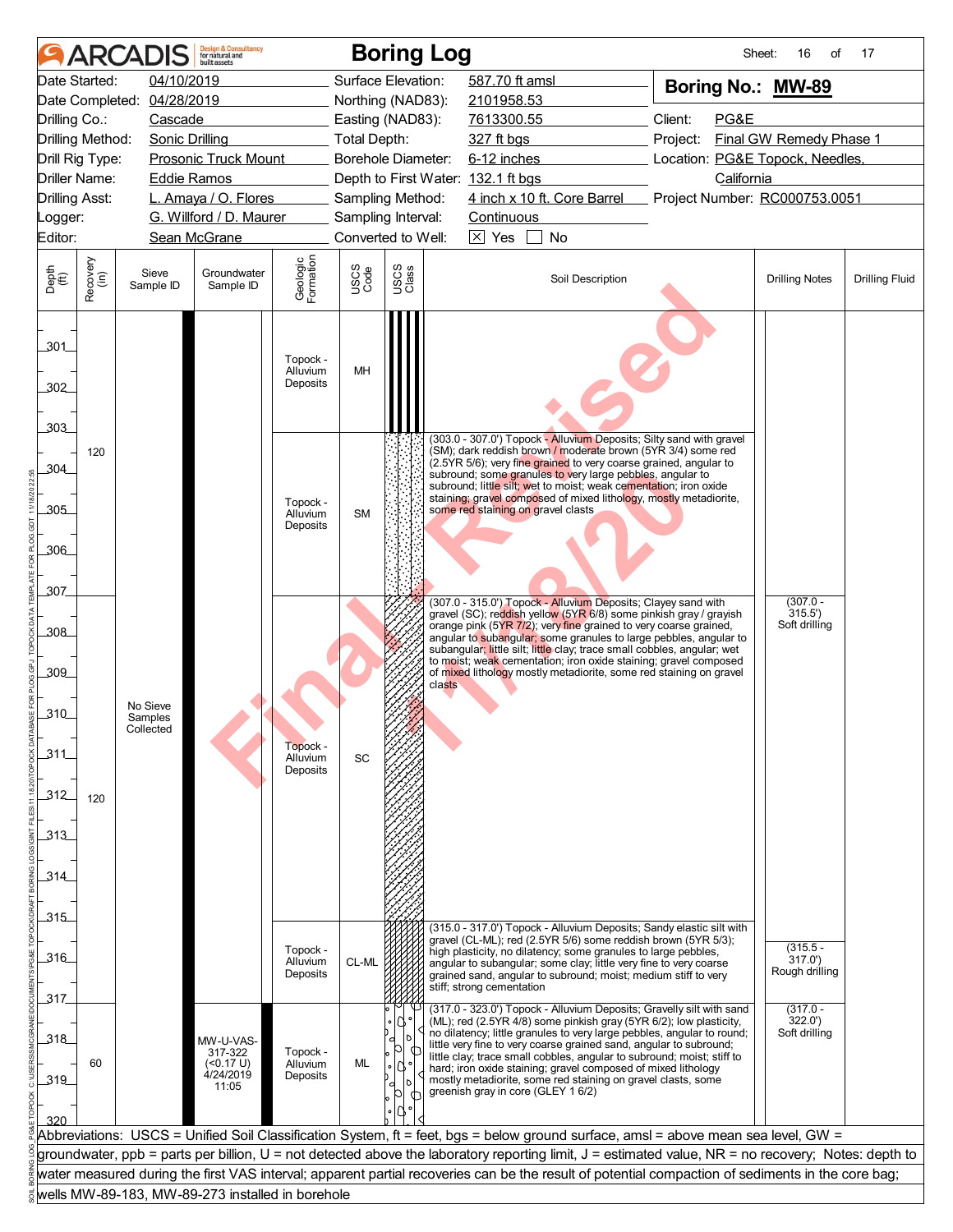# Boring Log

**Boring No.: MW-89**

| | | | |
|---|---|---|---|
| Date Started: | 04/10/2019 | Surface Elevation: | 587.70 ft amsl |
| Date Completed: | 04/28/2019 | Northing (NAD83): | 2101958.53 |
| Drilling Co.: | Cascade | Easting (NAD83): | 7613300.55 |
| Drilling Method: | Sonic Drilling | Total Depth: | 327 ft bgs |
| Drill Rig Type: | Prosonic Truck Mount | Borehole Diameter: | 6-12 inches |
| Driller Name: | Eddie Ramos | Depth to First Water: | 132.1 ft bgs |
| Drilling Asst: | L. Amaya / O. Flores | Sampling Method: | 4 inch x 10 ft. Core Barrel |
| Logger: | G. Willford / D. Maurer | Sampling Interval: | Continuous |
| Editor: | Sean McGrane | Converted to Well: | ☒ Yes ☐ No |

Client: PG&E
Project: Final GW Remedy Phase 1
Location: PG&E Topock, Needles, California
Project Number: RC000753.0051

| Depth (ft) | Recovery (in) | Sieve Sample ID | Groundwater Sample ID | Geologic Formation | USCS Code | Soil Description | Drilling Notes | Drilling Fluid |
|---|---|---|---|---|---|---|---|---|
| 301–303 | 120 | No Sieve Samples Collected | | Topock - Alluvium Deposits | MH | | | |
| 303–307 | | | | Topock - Alluvium Deposits | SM | (303.0 - 307.0') Topock - Alluvium Deposits; Silty sand with gravel (SM); dark reddish brown / moderate brown (5YR 3/4) some red (2.5YR 5/6); very fine grained to very coarse grained, angular to subround; some granules to very large pebbles, angular to subround; little silt; wet to moist; weak cementation; iron oxide staining; gravel composed of mixed lithology, mostly metadiorite, some red staining on gravel clasts | | |
| 307–315 | 120 | | | Topock - Alluvium Deposits | SC | (307.0 - 315.0') Topock - Alluvium Deposits; Clayey sand with gravel (SC); reddish yellow (5YR 6/8) some pinkish gray / grayish orange pink (5YR 7/2); very fine grained to very coarse grained, angular to subangular; some granules to large pebbles, angular to subangular; little silt; little clay; trace small cobbles, angular; wet to moist; weak cementation; iron oxide staining; gravel composed of mixed lithology mostly metadiorite, some red staining on gravel clasts | (307.0 - 315.5') Soft drilling | |
| 315–317 | | | | Topock - Alluvium Deposits | CL-ML | (315.0 - 317.0') Topock - Alluvium Deposits; Sandy elastic silt with gravel (CL-ML); red (2.5YR 5/6) some reddish brown (5YR 5/3); high plasticity, no dilatency; some granules to large pebbles, angular to subangular; some clay; little very fine to very coarse grained sand, angular to subround; moist; medium stiff to very stiff; strong cementation | (315.5 - 317.0') Rough drilling | |
| 317–320 | 60 | | MW-U-VAS-317-322 (<0.17 U) 4/24/2019 11:05 | Topock - Alluvium Deposits | ML | (317.0 - 323.0') Topock - Alluvium Deposits; Gravelly silt with sand (ML); red (2.5YR 4/8) some pinkish gray (5YR 6/2); low plasticity, no dilatency; little granules to very large pebbles, angular to round; little very fine to very coarse grained sand, angular to subround; little clay; trace small cobbles, angular to subround; moist; stiff to hard; iron oxide staining; gravel composed of mixed lithology mostly metadiorite, some red staining on gravel clasts, some greenish gray in core (GLEY 1 6/2) | (317.0 - 322.0') Soft drilling | |

Abbreviations: USCS = Unified Soil Classification System, ft = feet, bgs = below ground surface, amsl = above mean sea level, GW = groundwater, ppb = parts per billion, U = not detected above the laboratory reporting limit, J = estimated value, NR = no recovery; Notes: depth to water measured during the first VAS interval; apparent partial recoveries can be the result of potential compaction of sediments in the core bag; wells MW-89-183, MW-89-273 installed in borehole

Final Revised 11/18/20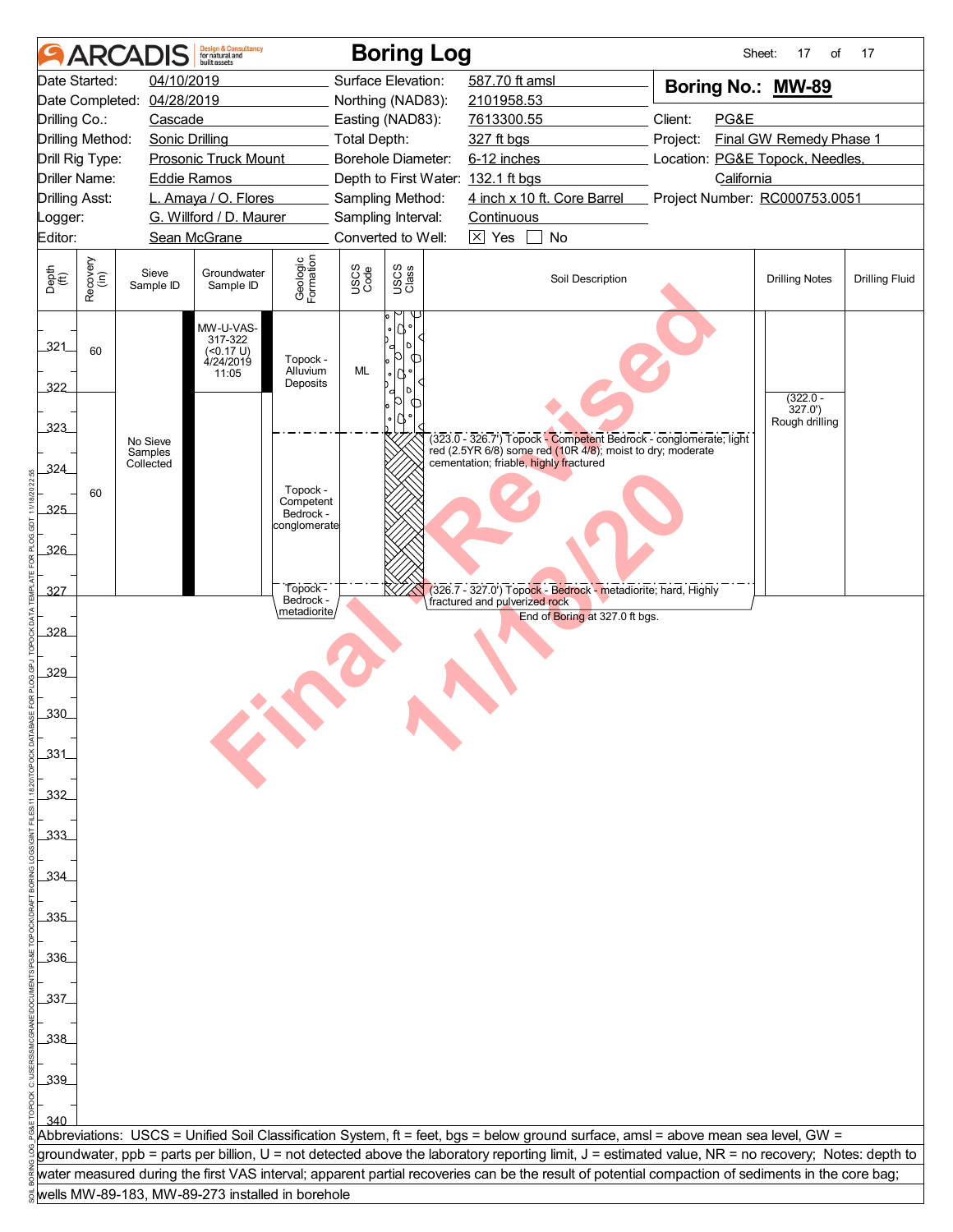# ARCADIS Boring Log

| | | | |
|---|---|---|---|
| Date Started: | 04/10/2019 | Surface Elevation: | 587.70 ft amsl |
| Date Completed: | 04/28/2019 | Northing (NAD83): | 2101958.53 |
| Drilling Co.: | Cascade | Easting (NAD83): | 7613300.55 |
| Drilling Method: | Sonic Drilling | Total Depth: | 327 ft bgs |
| Drill Rig Type: | Prosonic Truck Mount | Borehole Diameter: | 6-12 inches |
| Driller Name: | Eddie Ramos | Depth to First Water: | 132.1 ft bgs |
| Drilling Asst: | L. Amaya / O. Flores | Sampling Method: | 4 inch x 10 ft. Core Barrel |
| Logger: | G. Willford / D. Maurer | Sampling Interval: | Continuous |
| Editor: | Sean McGrane | Converted to Well: | ☒ Yes ☐ No |

**Boring No.: MW-89**

Client: PG&E
Project: Final GW Remedy Phase 1
Location: PG&E Topock, Needles, California
Project Number: RC000753.0051

| Depth (ft) | Recovery (in) | Sieve Sample ID | Groundwater Sample ID | Geologic Formation | USCS Code | USCS Class | Soil Description | Drilling Notes | Drilling Fluid |
|---|---|---|---|---|---|---|---|---|---|
| 321–322 | 60 | No Sieve Samples Collected | MW-U-VAS-317-322 (<0.17 U) 4/24/2019 11:05 | Topock - Alluvium Deposits | ML | | | | |
| 322–323 | | | | | | | | (322.0 - 327.0') Rough drilling | |
| 323–326.7 | 60 | | | Topock - Competent Bedrock - conglomerate | | | (323.0 - 326.7') Topock - Competent Bedrock - conglomerate; light red (2.5YR 6/8) some red (10R 4/8); moist to dry; moderate cementation; friable, highly fractured | | |
| 326.7–327 | | | | Topock - Bedrock - metadiorite | | | (326.7 - 327.0') Topock - Bedrock - metadiorite; hard, Highly fractured and pulverized rock | | |
| | | | | | | | End of Boring at 327.0 ft bgs. | | |

Final Revised 11/18/20

Abbreviations: USCS = Unified Soil Classification System, ft = feet, bgs = below ground surface, amsl = above mean sea level, GW = groundwater, ppb = parts per billion, U = not detected above the laboratory reporting limit, J = estimated value, NR = no recovery; Notes: depth to water measured during the first VAS interval; apparent partial recoveries can be the result of potential compaction of sediments in the core bag; wells MW-89-183, MW-89-273 installed in borehole